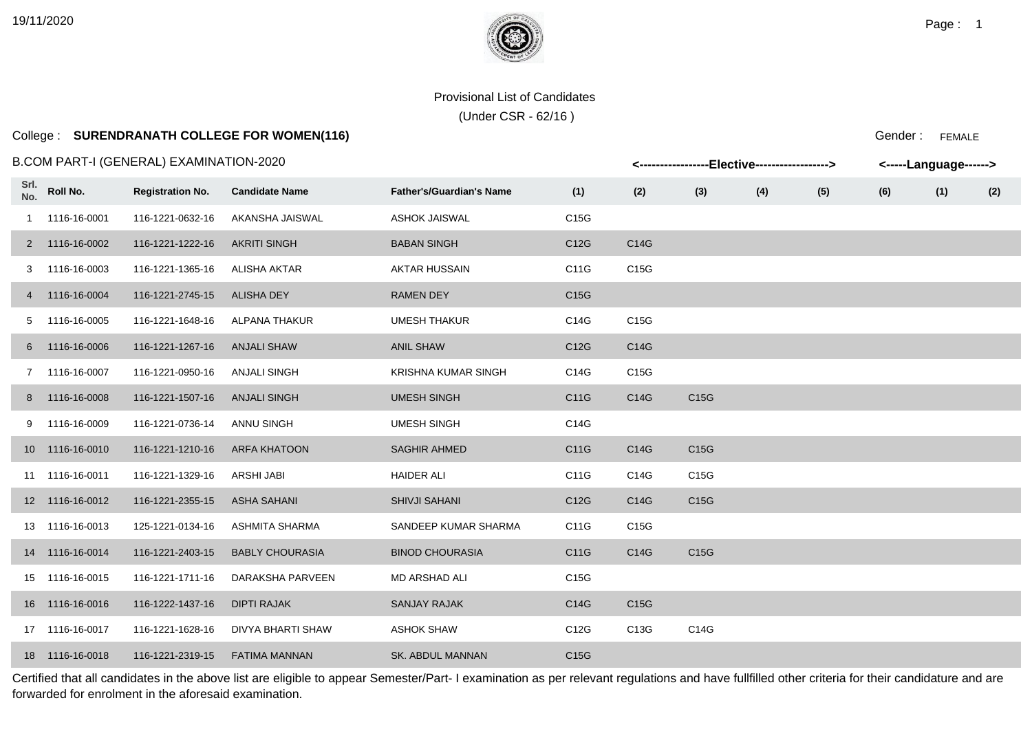Provisional List of Candidates

(Under CSR - 62/16 )

College : **SURENDRANATH COLLEGE FOR WOMEN(116)**

Gender : FEMALE

B.COM PART-I (GENERAL) EXAMINATION-2020

| Srl. No. | Roll No. | Registration No. | Candidate Name | Father's/Guardian's Name | Elective (1) | Elective (2) | Elective (3) | Elective (4) | Elective (5) | Elective (6) | Language (1) | Language (2) |
|---|---|---|---|---|---|---|---|---|---|---|---|---|
| 1 | 1116-16-0001 | 116-1221-0632-16 | AKANSHA JAISWAL | ASHOK JAISWAL | C15G | | | | | | | |
| 2 | 1116-16-0002 | 116-1221-1222-16 | AKRITI SINGH | BABAN SINGH | C12G | C14G | | | | | | |
| 3 | 1116-16-0003 | 116-1221-1365-16 | ALISHA AKTAR | AKTAR HUSSAIN | C11G | C15G | | | | | | |
| 4 | 1116-16-0004 | 116-1221-2745-15 | ALISHA DEY | RAMEN DEY | C15G | | | | | | | |
| 5 | 1116-16-0005 | 116-1221-1648-16 | ALPANA THAKUR | UMESH THAKUR | C14G | C15G | | | | | | |
| 6 | 1116-16-0006 | 116-1221-1267-16 | ANJALI SHAW | ANIL SHAW | C12G | C14G | | | | | | |
| 7 | 1116-16-0007 | 116-1221-0950-16 | ANJALI SINGH | KRISHNA KUMAR SINGH | C14G | C15G | | | | | | |
| 8 | 1116-16-0008 | 116-1221-1507-16 | ANJALI SINGH | UMESH SINGH | C11G | C14G | C15G | | | | | |
| 9 | 1116-16-0009 | 116-1221-0736-14 | ANNU SINGH | UMESH SINGH | C14G | | | | | | | |
| 10 | 1116-16-0010 | 116-1221-1210-16 | ARFA KHATOON | SAGHIR AHMED | C11G | C14G | C15G | | | | | |
| 11 | 1116-16-0011 | 116-1221-1329-16 | ARSHI JABI | HAIDER ALI | C11G | C14G | C15G | | | | | |
| 12 | 1116-16-0012 | 116-1221-2355-15 | ASHA SAHANI | SHIVJI SAHANI | C12G | C14G | C15G | | | | | |
| 13 | 1116-16-0013 | 125-1221-0134-16 | ASHMITA SHARMA | SANDEEP KUMAR SHARMA | C11G | C15G | | | | | | |
| 14 | 1116-16-0014 | 116-1221-2403-15 | BABLY CHOURASIA | BINOD CHOURASIA | C11G | C14G | C15G | | | | | |
| 15 | 1116-16-0015 | 116-1221-1711-16 | DARAKSHA PARVEEN | MD ARSHAD ALI | C15G | | | | | | | |
| 16 | 1116-16-0016 | 116-1222-1437-16 | DIPTI RAJAK | SANJAY RAJAK | C14G | C15G | | | | | | |
| 17 | 1116-16-0017 | 116-1221-1628-16 | DIVYA BHARTI SHAW | ASHOK SHAW | C12G | C13G | C14G | | | | | |
| 18 | 1116-16-0018 | 116-1221-2319-15 | FATIMA MANNAN | SK. ABDUL MANNAN | C15G | | | | | | | |

Certified that all candidates in the above list are eligible to appear Semester/Part- I examination as per relevant regulations and have fullfilled other criteria for their candidature and are forwarded for enrolment in the aforesaid examination.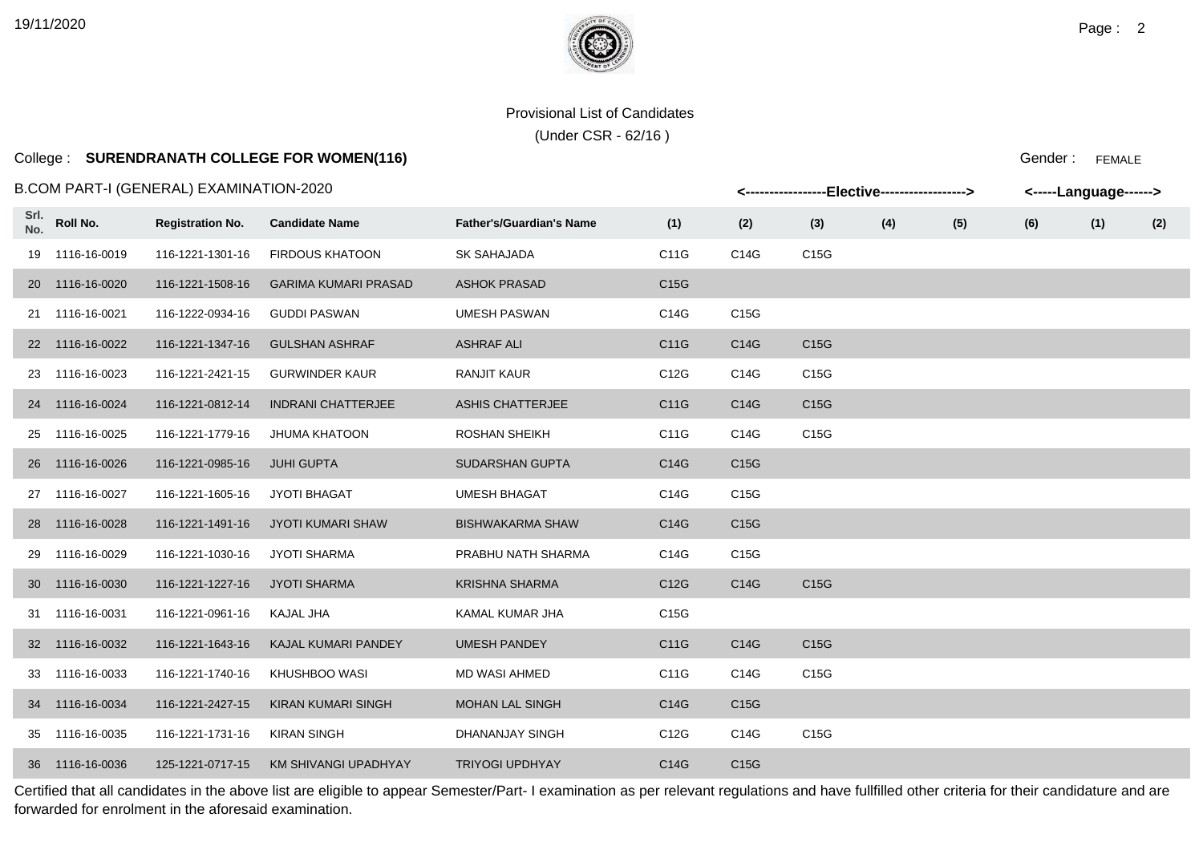Provisional List of Candidates

(Under CSR - 62/16 )

College : **SURENDRANATH COLLEGE FOR WOMEN(116)**

Gender : FEMALE

B.COM PART-I (GENERAL) EXAMINATION-2020

| | | | | | <-----------------Elective-----------------> | | | | | | <-----Language------> | |
|---|---|---|---|---|---|---|---|---|---|---|---|---|
| Srl. No. | Roll No. | Registration No. | Candidate Name | Father's/Guardian's Name | (1) | (2) | (3) | (4) | (5) | (6) | (1) | (2) |
| 19 | 1116-16-0019 | 116-1221-1301-16 | FIRDOUS KHATOON | SK SAHAJADA | C11G | C14G | C15G | | | | | |
| 20 | 1116-16-0020 | 116-1221-1508-16 | GARIMA KUMARI PRASAD | ASHOK PRASAD | C15G | | | | | | | |
| 21 | 1116-16-0021 | 116-1222-0934-16 | GUDDI PASWAN | UMESH PASWAN | C14G | C15G | | | | | | |
| 22 | 1116-16-0022 | 116-1221-1347-16 | GULSHAN ASHRAF | ASHRAF ALI | C11G | C14G | C15G | | | | | |
| 23 | 1116-16-0023 | 116-1221-2421-15 | GURWINDER KAUR | RANJIT KAUR | C12G | C14G | C15G | | | | | |
| 24 | 1116-16-0024 | 116-1221-0812-14 | INDRANI CHATTERJEE | ASHIS CHATTERJEE | C11G | C14G | C15G | | | | | |
| 25 | 1116-16-0025 | 116-1221-1779-16 | JHUMA KHATOON | ROSHAN SHEIKH | C11G | C14G | C15G | | | | | |
| 26 | 1116-16-0026 | 116-1221-0985-16 | JUHI GUPTA | SUDARSHAN GUPTA | C14G | C15G | | | | | | |
| 27 | 1116-16-0027 | 116-1221-1605-16 | JYOTI BHAGAT | UMESH BHAGAT | C14G | C15G | | | | | | |
| 28 | 1116-16-0028 | 116-1221-1491-16 | JYOTI KUMARI SHAW | BISHWAKARMA SHAW | C14G | C15G | | | | | | |
| 29 | 1116-16-0029 | 116-1221-1030-16 | JYOTI SHARMA | PRABHU NATH SHARMA | C14G | C15G | | | | | | |
| 30 | 1116-16-0030 | 116-1221-1227-16 | JYOTI SHARMA | KRISHNA SHARMA | C12G | C14G | C15G | | | | | |
| 31 | 1116-16-0031 | 116-1221-0961-16 | KAJAL JHA | KAMAL KUMAR JHA | C15G | | | | | | | |
| 32 | 1116-16-0032 | 116-1221-1643-16 | KAJAL KUMARI PANDEY | UMESH PANDEY | C11G | C14G | C15G | | | | | |
| 33 | 1116-16-0033 | 116-1221-1740-16 | KHUSHBOO WASI | MD WASI AHMED | C11G | C14G | C15G | | | | | |
| 34 | 1116-16-0034 | 116-1221-2427-15 | KIRAN KUMARI SINGH | MOHAN LAL SINGH | C14G | C15G | | | | | | |
| 35 | 1116-16-0035 | 116-1221-1731-16 | KIRAN SINGH | DHANANJAY SINGH | C12G | C14G | C15G | | | | | |
| 36 | 1116-16-0036 | 125-1221-0717-15 | KM SHIVANGI UPADHYAY | TRIYOGI UPDHYAY | C14G | C15G | | | | | | |

Certified that all candidates in the above list are eligible to appear Semester/Part- I examination as per relevant regulations and have fullfilled other criteria for their candidature and are forwarded for enrolment in the aforesaid examination.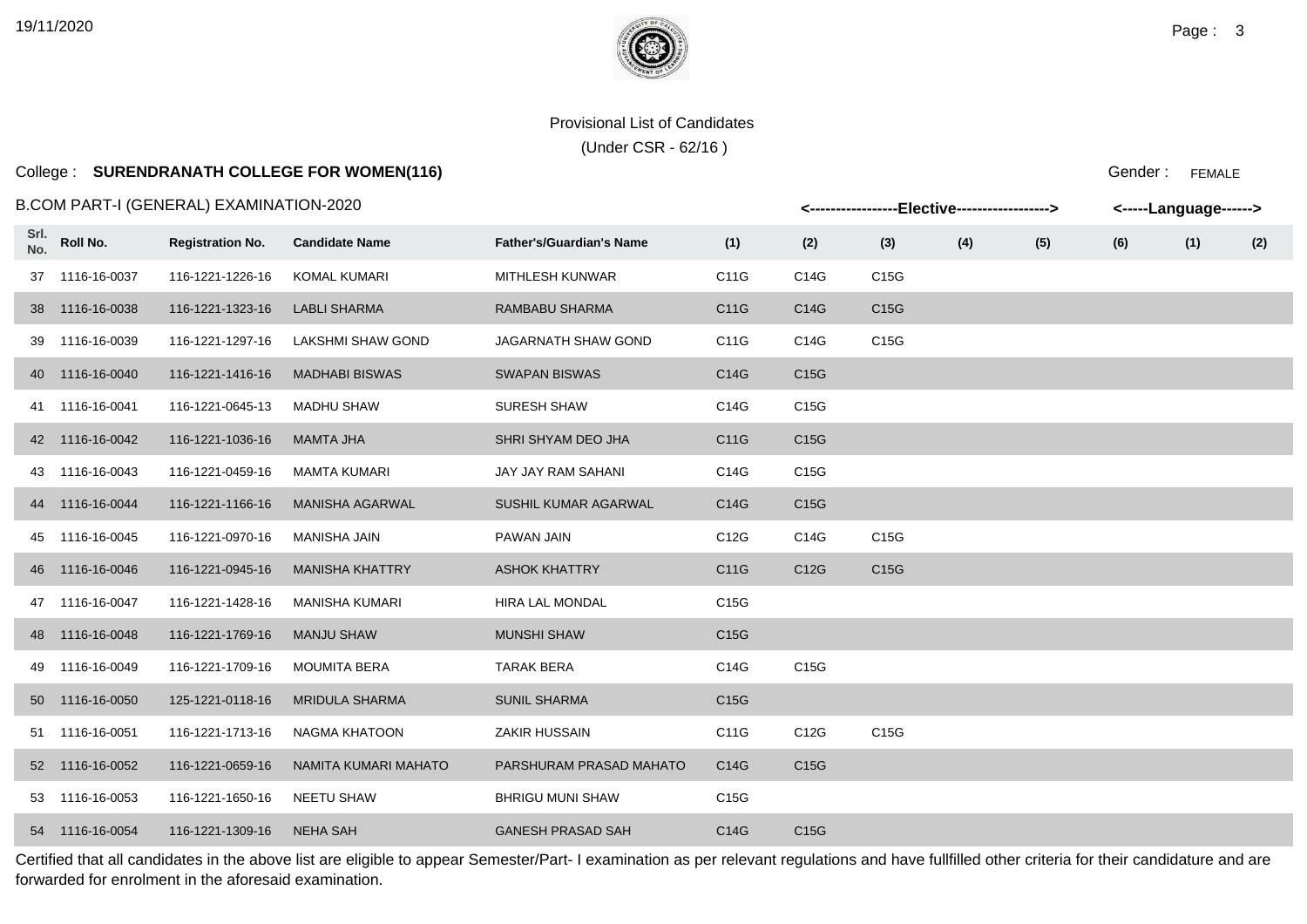Provisional List of Candidates

(Under CSR - 62/16 )

College : **SURENDRANATH COLLEGE FOR WOMEN(116)**

Gender : FEMALE

B.COM PART-I (GENERAL) EXAMINATION-2020

| Srl. No. | Roll No. | Registration No. | Candidate Name | Father's/Guardian's Name | <---Elective---> (1) | (2) | (3) | (4) | (5) | (6) | <---Language---> (1) | (2) |
|---|---|---|---|---|---|---|---|---|---|---|---|---|
| 37 | 1116-16-0037 | 116-1221-1226-16 | KOMAL KUMARI | MITHLESH KUNWAR | C11G | C14G | C15G | | | | | |
| 38 | 1116-16-0038 | 116-1221-1323-16 | LABLI SHARMA | RAMBABU SHARMA | C11G | C14G | C15G | | | | | |
| 39 | 1116-16-0039 | 116-1221-1297-16 | LAKSHMI SHAW GOND | JAGARNATH SHAW GOND | C11G | C14G | C15G | | | | | |
| 40 | 1116-16-0040 | 116-1221-1416-16 | MADHABI BISWAS | SWAPAN BISWAS | C14G | C15G | | | | | | |
| 41 | 1116-16-0041 | 116-1221-0645-13 | MADHU SHAW | SURESH SHAW | C14G | C15G | | | | | | |
| 42 | 1116-16-0042 | 116-1221-1036-16 | MAMTA JHA | SHRI SHYAM DEO JHA | C11G | C15G | | | | | | |
| 43 | 1116-16-0043 | 116-1221-0459-16 | MAMTA KUMARI | JAY JAY RAM SAHANI | C14G | C15G | | | | | | |
| 44 | 1116-16-0044 | 116-1221-1166-16 | MANISHA AGARWAL | SUSHIL KUMAR AGARWAL | C14G | C15G | | | | | | |
| 45 | 1116-16-0045 | 116-1221-0970-16 | MANISHA JAIN | PAWAN JAIN | C12G | C14G | C15G | | | | | |
| 46 | 1116-16-0046 | 116-1221-0945-16 | MANISHA KHATTRY | ASHOK KHATTRY | C11G | C12G | C15G | | | | | |
| 47 | 1116-16-0047 | 116-1221-1428-16 | MANISHA KUMARI | HIRA LAL MONDAL | C15G | | | | | | | |
| 48 | 1116-16-0048 | 116-1221-1769-16 | MANJU SHAW | MUNSHI SHAW | C15G | | | | | | | |
| 49 | 1116-16-0049 | 116-1221-1709-16 | MOUMITA BERA | TARAK BERA | C14G | C15G | | | | | | |
| 50 | 1116-16-0050 | 125-1221-0118-16 | MRIDULA SHARMA | SUNIL SHARMA | C15G | | | | | | | |
| 51 | 1116-16-0051 | 116-1221-1713-16 | NAGMA KHATOON | ZAKIR HUSSAIN | C11G | C12G | C15G | | | | | |
| 52 | 1116-16-0052 | 116-1221-0659-16 | NAMITA KUMARI MAHATO | PARSHURAM PRASAD MAHATO | C14G | C15G | | | | | | |
| 53 | 1116-16-0053 | 116-1221-1650-16 | NEETU SHAW | BHRIGU MUNI SHAW | C15G | | | | | | | |
| 54 | 1116-16-0054 | 116-1221-1309-16 | NEHA SAH | GANESH PRASAD SAH | C14G | C15G | | | | | | |

Certified that all candidates in the above list are eligible to appear Semester/Part- I examination as per relevant regulations and have fullfilled other criteria for their candidature and are forwarded for enrolment in the aforesaid examination.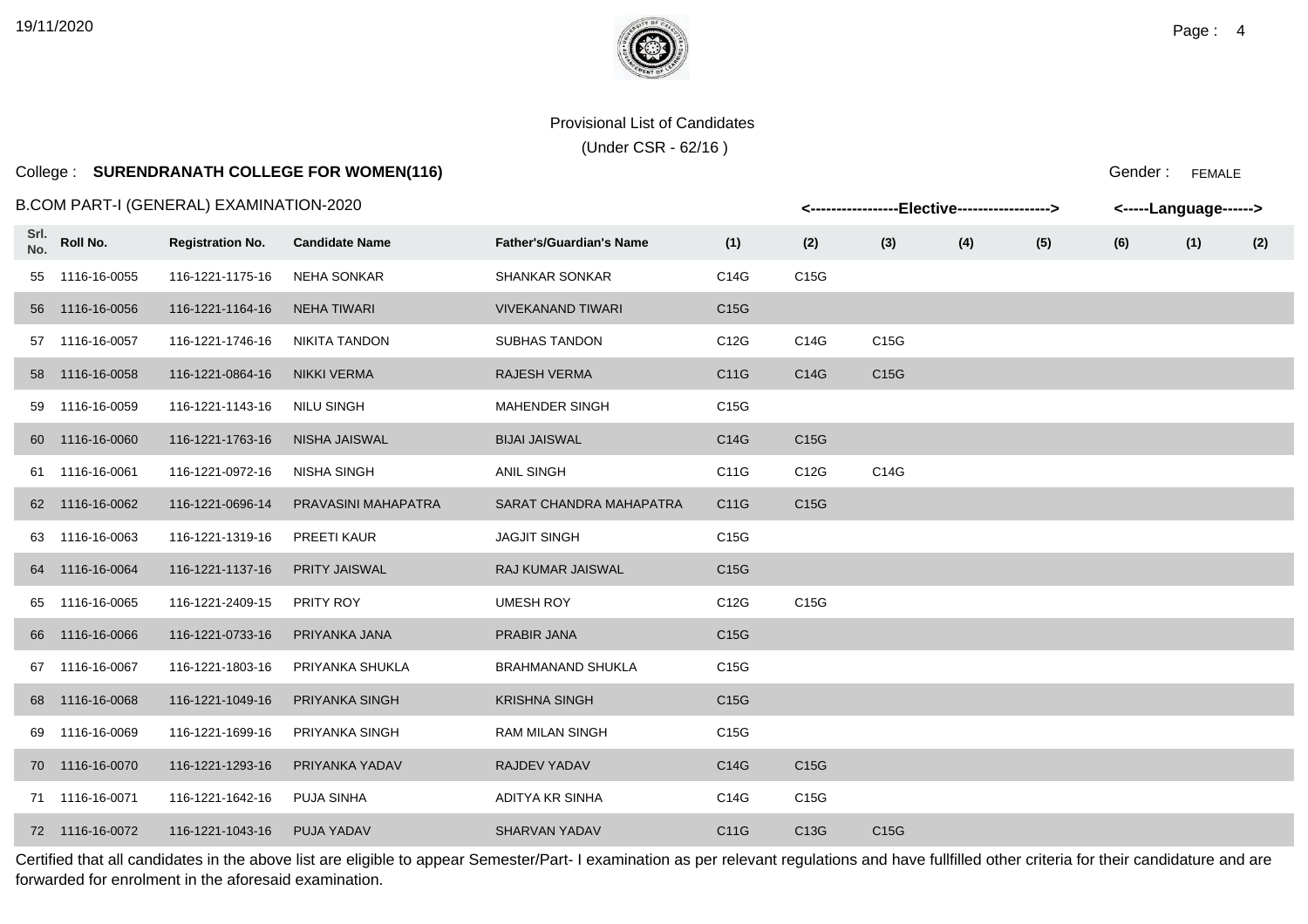Provisional List of Candidates

(Under CSR - 62/16 )

College : **SURENDRANATH COLLEGE FOR WOMEN(116)**

Gender : FEMALE

B.COM PART-I (GENERAL) EXAMINATION-2020

| Srl. No. | Roll No. | Registration No. | Candidate Name | Father's/Guardian's Name | Elective (1) | Elective (2) | Elective (3) | Elective (4) | Elective (5) | Elective (6) | Language (1) | Language (2) |
|---|---|---|---|---|---|---|---|---|---|---|---|---|
| 55 | 1116-16-0055 | 116-1221-1175-16 | NEHA SONKAR | SHANKAR SONKAR | C14G | C15G | | | | | | |
| 56 | 1116-16-0056 | 116-1221-1164-16 | NEHA TIWARI | VIVEKANAND TIWARI | C15G | | | | | | | |
| 57 | 1116-16-0057 | 116-1221-1746-16 | NIKITA TANDON | SUBHAS TANDON | C12G | C14G | C15G | | | | | |
| 58 | 1116-16-0058 | 116-1221-0864-16 | NIKKI VERMA | RAJESH VERMA | C11G | C14G | C15G | | | | | |
| 59 | 1116-16-0059 | 116-1221-1143-16 | NILU SINGH | MAHENDER SINGH | C15G | | | | | | | |
| 60 | 1116-16-0060 | 116-1221-1763-16 | NISHA JAISWAL | BIJAI JAISWAL | C14G | C15G | | | | | | |
| 61 | 1116-16-0061 | 116-1221-0972-16 | NISHA SINGH | ANIL SINGH | C11G | C12G | C14G | | | | | |
| 62 | 1116-16-0062 | 116-1221-0696-14 | PRAVASINI MAHAPATRA | SARAT CHANDRA MAHAPATRA | C11G | C15G | | | | | | |
| 63 | 1116-16-0063 | 116-1221-1319-16 | PREETI KAUR | JAGJIT SINGH | C15G | | | | | | | |
| 64 | 1116-16-0064 | 116-1221-1137-16 | PRITY JAISWAL | RAJ KUMAR JAISWAL | C15G | | | | | | | |
| 65 | 1116-16-0065 | 116-1221-2409-15 | PRITY ROY | UMESH ROY | C12G | C15G | | | | | | |
| 66 | 1116-16-0066 | 116-1221-0733-16 | PRIYANKA JANA | PRABIR JANA | C15G | | | | | | | |
| 67 | 1116-16-0067 | 116-1221-1803-16 | PRIYANKA SHUKLA | BRAHMANAND SHUKLA | C15G | | | | | | | |
| 68 | 1116-16-0068 | 116-1221-1049-16 | PRIYANKA SINGH | KRISHNA SINGH | C15G | | | | | | | |
| 69 | 1116-16-0069 | 116-1221-1699-16 | PRIYANKA SINGH | RAM MILAN SINGH | C15G | | | | | | | |
| 70 | 1116-16-0070 | 116-1221-1293-16 | PRIYANKA YADAV | RAJDEV YADAV | C14G | C15G | | | | | | |
| 71 | 1116-16-0071 | 116-1221-1642-16 | PUJA SINHA | ADITYA KR SINHA | C14G | C15G | | | | | | |
| 72 | 1116-16-0072 | 116-1221-1043-16 | PUJA YADAV | SHARVAN YADAV | C11G | C13G | C15G | | | | | |

Certified that all candidates in the above list are eligible to appear Semester/Part- I examination as per relevant regulations and have fullfilled other criteria for their candidature and are forwarded for enrolment in the aforesaid examination.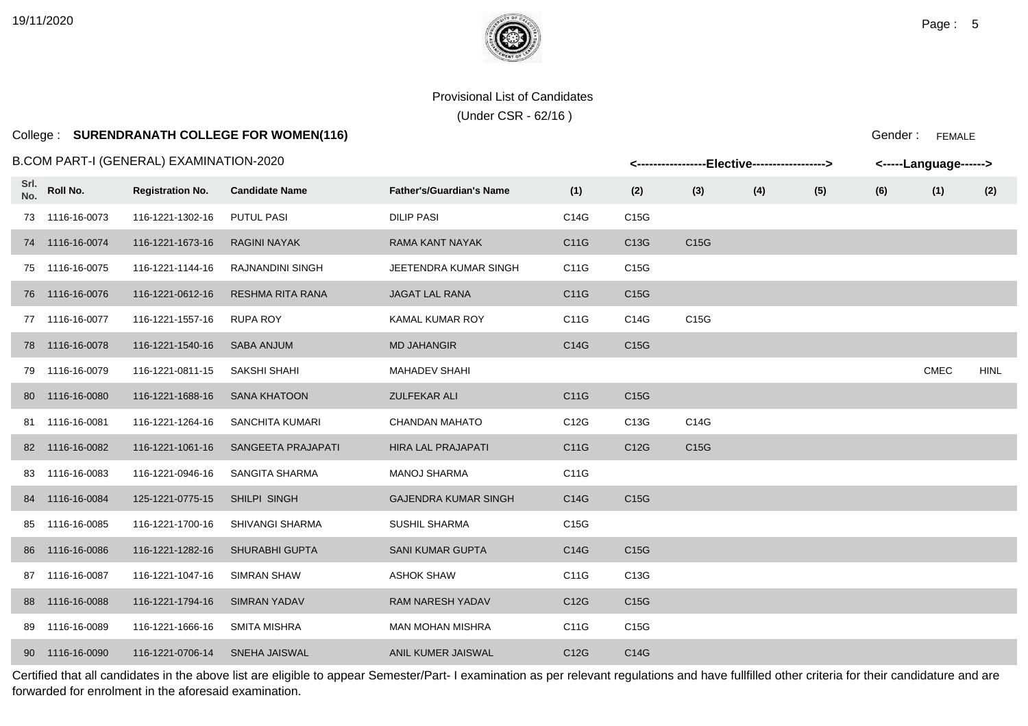Provisional List of Candidates

(Under CSR - 62/16 )

College : **SURENDRANATH COLLEGE FOR WOMEN(116)**

Gender : FEMALE

B.COM PART-I (GENERAL) EXAMINATION-2020

| | | | | | <-----------------Elective------------------> | | | | | | <-----Language------> | |
|---|---|---|---|---|---|---|---|---|---|---|---|---|
| Srl. No. | Roll No. | Registration No. | Candidate Name | Father's/Guardian's Name | (1) | (2) | (3) | (4) | (5) | (6) | (1) | (2) |
| 73 | 1116-16-0073 | 116-1221-1302-16 | PUTUL PASI | DILIP PASI | C14G | C15G | | | | | | |
| 74 | 1116-16-0074 | 116-1221-1673-16 | RAGINI NAYAK | RAMA KANT NAYAK | C11G | C13G | C15G | | | | | |
| 75 | 1116-16-0075 | 116-1221-1144-16 | RAJNANDINI SINGH | JEETENDRA KUMAR SINGH | C11G | C15G | | | | | | |
| 76 | 1116-16-0076 | 116-1221-0612-16 | RESHMA RITA RANA | JAGAT LAL RANA | C11G | C15G | | | | | | |
| 77 | 1116-16-0077 | 116-1221-1557-16 | RUPA ROY | KAMAL KUMAR ROY | C11G | C14G | C15G | | | | | |
| 78 | 1116-16-0078 | 116-1221-1540-16 | SABA ANJUM | MD JAHANGIR | C14G | C15G | | | | | | |
| 79 | 1116-16-0079 | 116-1221-0811-15 | SAKSHI SHAHI | MAHADEV SHAHI | | | | | | | CMEC | HINL |
| 80 | 1116-16-0080 | 116-1221-1688-16 | SANA KHATOON | ZULFEKAR ALI | C11G | C15G | | | | | | |
| 81 | 1116-16-0081 | 116-1221-1264-16 | SANCHITA KUMARI | CHANDAN MAHATO | C12G | C13G | C14G | | | | | |
| 82 | 1116-16-0082 | 116-1221-1061-16 | SANGEETA PRAJAPATI | HIRA LAL PRAJAPATI | C11G | C12G | C15G | | | | | |
| 83 | 1116-16-0083 | 116-1221-0946-16 | SANGITA SHARMA | MANOJ SHARMA | C11G | | | | | | | |
| 84 | 1116-16-0084 | 125-1221-0775-15 | SHILPI SINGH | GAJENDRA KUMAR SINGH | C14G | C15G | | | | | | |
| 85 | 1116-16-0085 | 116-1221-1700-16 | SHIVANGI SHARMA | SUSHIL SHARMA | C15G | | | | | | | |
| 86 | 1116-16-0086 | 116-1221-1282-16 | SHURABHI GUPTA | SANI KUMAR GUPTA | C14G | C15G | | | | | | |
| 87 | 1116-16-0087 | 116-1221-1047-16 | SIMRAN SHAW | ASHOK SHAW | C11G | C13G | | | | | | |
| 88 | 1116-16-0088 | 116-1221-1794-16 | SIMRAN YADAV | RAM NARESH YADAV | C12G | C15G | | | | | | |
| 89 | 1116-16-0089 | 116-1221-1666-16 | SMITA MISHRA | MAN MOHAN MISHRA | C11G | C15G | | | | | | |
| 90 | 1116-16-0090 | 116-1221-0706-14 | SNEHA JAISWAL | ANIL KUMER JAISWAL | C12G | C14G | | | | | | |

Certified that all candidates in the above list are eligible to appear Semester/Part- I examination as per relevant regulations and have fullfilled other criteria for their candidature and are forwarded for enrolment in the aforesaid examination.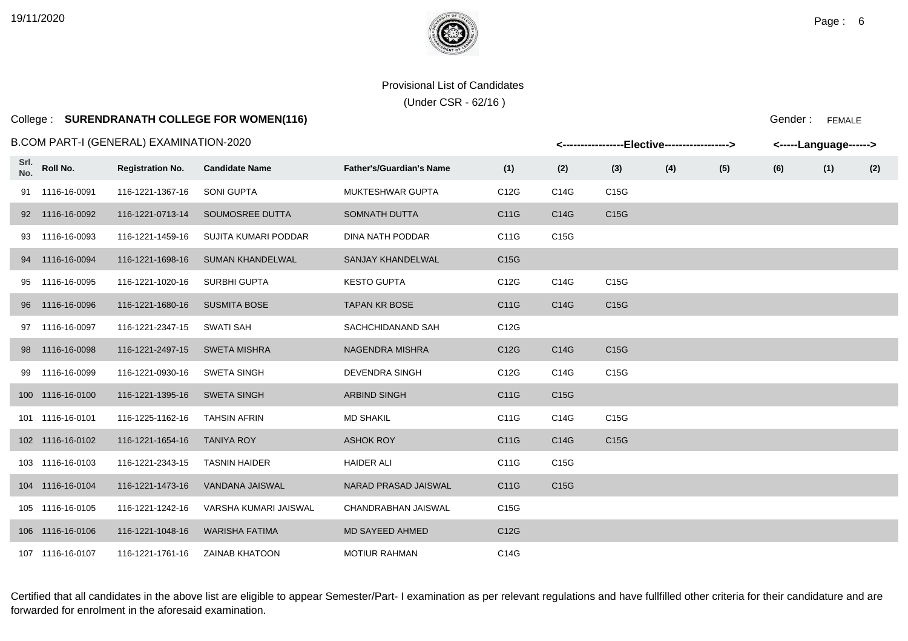Provisional List of Candidates

(Under CSR - 62/16 )

College : **SURENDRANATH COLLEGE FOR WOMEN(116)**

Gender : FEMALE

B.COM PART-I (GENERAL) EXAMINATION-2020

| Srl. No. | Roll No. | Registration No. | Candidate Name | Father's/Guardian's Name | <-----------------Elective------------------> | | | | | | <-----Language------> | |
|---|---|---|---|---|---|---|---|---|---|---|---|---|
| | | | | | (1) | (2) | (3) | (4) | (5) | (6) | (1) | (2) |
| 91 | 1116-16-0091 | 116-1221-1367-16 | SONI GUPTA | MUKTESHWAR GUPTA | C12G | C14G | C15G | | | | | |
| 92 | 1116-16-0092 | 116-1221-0713-14 | SOUMOSREE DUTTA | SOMNATH DUTTA | C11G | C14G | C15G | | | | | |
| 93 | 1116-16-0093 | 116-1221-1459-16 | SUJITA KUMARI PODDAR | DINA NATH PODDAR | C11G | C15G | | | | | | |
| 94 | 1116-16-0094 | 116-1221-1698-16 | SUMAN KHANDELWAL | SANJAY KHANDELWAL | C15G | | | | | | | |
| 95 | 1116-16-0095 | 116-1221-1020-16 | SURBHI GUPTA | KESTO GUPTA | C12G | C14G | C15G | | | | | |
| 96 | 1116-16-0096 | 116-1221-1680-16 | SUSMITA BOSE | TAPAN KR BOSE | C11G | C14G | C15G | | | | | |
| 97 | 1116-16-0097 | 116-1221-2347-15 | SWATI SAH | SACHCHIDANAND SAH | C12G | | | | | | | |
| 98 | 1116-16-0098 | 116-1221-2497-15 | SWETA MISHRA | NAGENDRA MISHRA | C12G | C14G | C15G | | | | | |
| 99 | 1116-16-0099 | 116-1221-0930-16 | SWETA SINGH | DEVENDRA SINGH | C12G | C14G | C15G | | | | | |
| 100 | 1116-16-0100 | 116-1221-1395-16 | SWETA SINGH | ARBIND SINGH | C11G | C15G | | | | | | |
| 101 | 1116-16-0101 | 116-1225-1162-16 | TAHSIN AFRIN | MD SHAKIL | C11G | C14G | C15G | | | | | |
| 102 | 1116-16-0102 | 116-1221-1654-16 | TANIYA ROY | ASHOK ROY | C11G | C14G | C15G | | | | | |
| 103 | 1116-16-0103 | 116-1221-2343-15 | TASNIN HAIDER | HAIDER ALI | C11G | C15G | | | | | | |
| 104 | 1116-16-0104 | 116-1221-1473-16 | VANDANA JAISWAL | NARAD PRASAD JAISWAL | C11G | C15G | | | | | | |
| 105 | 1116-16-0105 | 116-1221-1242-16 | VARSHA KUMARI JAISWAL | CHANDRABHAN JAISWAL | C15G | | | | | | | |
| 106 | 1116-16-0106 | 116-1221-1048-16 | WARISHA FATIMA | MD SAYEED AHMED | C12G | | | | | | | |
| 107 | 1116-16-0107 | 116-1221-1761-16 | ZAINAB KHATOON | MOTIUR RAHMAN | C14G | | | | | | | |

Certified that all candidates in the above list are eligible to appear Semester/Part- I examination as per relevant regulations and have fullfilled other criteria for their candidature and are forwarded for enrolment in the aforesaid examination.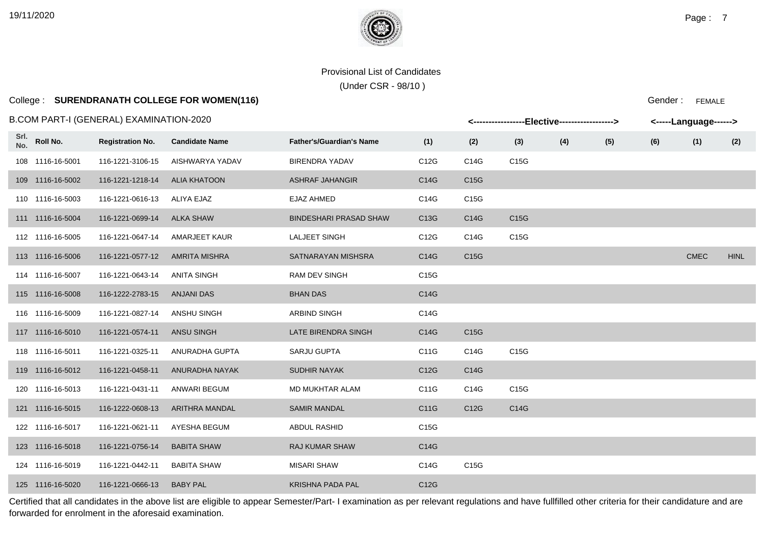Provisional List of Candidates

(Under CSR - 98/10 )

College : **SURENDRANATH COLLEGE FOR WOMEN(116)**

Gender : FEMALE

B.COM PART-I (GENERAL) EXAMINATION-2020

| Srl. No. | Roll No. | Registration No. | Candidate Name | Father's/Guardian's Name | Elective (1) | Elective (2) | Elective (3) | Elective (4) | Elective (5) | Elective (6) | Language (1) | Language (2) |
|---|---|---|---|---|---|---|---|---|---|---|---|---|
| 108 | 1116-16-5001 | 116-1221-3106-15 | AISHWARYA YADAV | BIRENDRA YADAV | C12G | C14G | C15G | | | | | |
| 109 | 1116-16-5002 | 116-1221-1218-14 | ALIA KHATOON | ASHRAF JAHANGIR | C14G | C15G | | | | | | |
| 110 | 1116-16-5003 | 116-1221-0616-13 | ALIYA EJAZ | EJAZ AHMED | C14G | C15G | | | | | | |
| 111 | 1116-16-5004 | 116-1221-0699-14 | ALKA SHAW | BINDESHARI PRASAD SHAW | C13G | C14G | C15G | | | | | |
| 112 | 1116-16-5005 | 116-1221-0647-14 | AMARJEET KAUR | LALJEET SINGH | C12G | C14G | C15G | | | | | |
| 113 | 1116-16-5006 | 116-1221-0577-12 | AMRITA MISHRA | SATNARAYAN MISHSRA | C14G | C15G | | | | | CMEC | HINL |
| 114 | 1116-16-5007 | 116-1221-0643-14 | ANITA SINGH | RAM DEV SINGH | C15G | | | | | | | |
| 115 | 1116-16-5008 | 116-1222-2783-15 | ANJANI DAS | BHAN DAS | C14G | | | | | | | |
| 116 | 1116-16-5009 | 116-1221-0827-14 | ANSHU SINGH | ARBIND SINGH | C14G | | | | | | | |
| 117 | 1116-16-5010 | 116-1221-0574-11 | ANSU SINGH | LATE BIRENDRA SINGH | C14G | C15G | | | | | | |
| 118 | 1116-16-5011 | 116-1221-0325-11 | ANURADHA GUPTA | SARJU GUPTA | C11G | C14G | C15G | | | | | |
| 119 | 1116-16-5012 | 116-1221-0458-11 | ANURADHA NAYAK | SUDHIR NAYAK | C12G | C14G | | | | | | |
| 120 | 1116-16-5013 | 116-1221-0431-11 | ANWARI BEGUM | MD MUKHTAR ALAM | C11G | C14G | C15G | | | | | |
| 121 | 1116-16-5015 | 116-1222-0608-13 | ARITHRA MANDAL | SAMIR MANDAL | C11G | C12G | C14G | | | | | |
| 122 | 1116-16-5017 | 116-1221-0621-11 | AYESHA BEGUM | ABDUL RASHID | C15G | | | | | | | |
| 123 | 1116-16-5018 | 116-1221-0756-14 | BABITA SHAW | RAJ KUMAR SHAW | C14G | | | | | | | |
| 124 | 1116-16-5019 | 116-1221-0442-11 | BABITA SHAW | MISARI SHAW | C14G | C15G | | | | | | |
| 125 | 1116-16-5020 | 116-1221-0666-13 | BABY PAL | KRISHNA PADA PAL | C12G | | | | | | | |

Certified that all candidates in the above list are eligible to appear Semester/Part- I examination as per relevant regulations and have fullfilled other criteria for their candidature and are forwarded for enrolment in the aforesaid examination.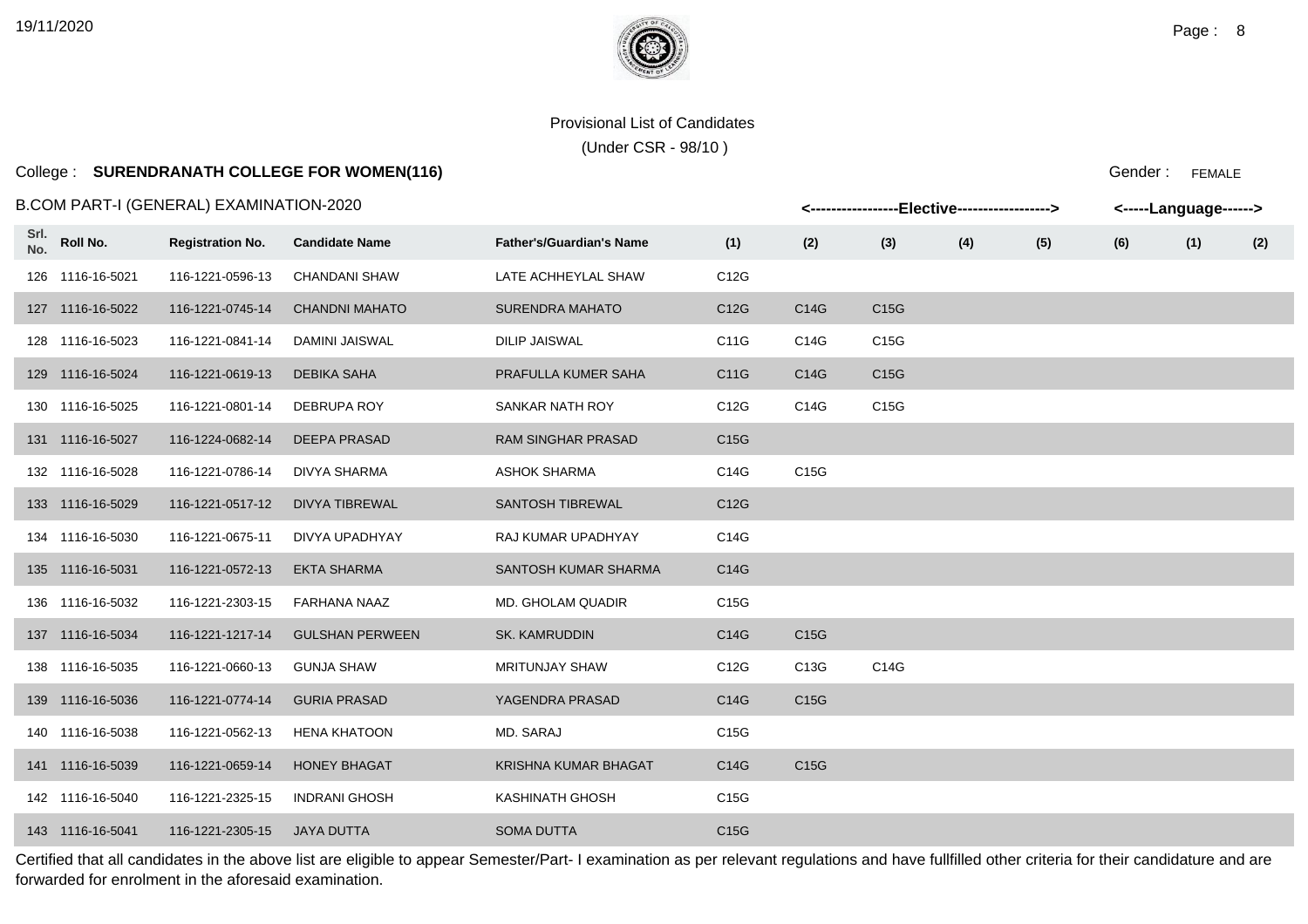Provisional List of Candidates

(Under CSR - 98/10 )

College : **SURENDRANATH COLLEGE FOR WOMEN(116)**

Gender : FEMALE

B.COM PART-I (GENERAL) EXAMINATION-2020

| Srl. No. | Roll No. | Registration No. | Candidate Name | Father's/Guardian's Name | <-----Elective (1) | (2) | (3) | (4) | (5) | (6)-----> | <-----Language (1) | (2)-----> |
|---|---|---|---|---|---|---|---|---|---|---|---|---|
| 126 | 1116-16-5021 | 116-1221-0596-13 | CHANDANI SHAW | LATE ACHHEYLAL SHAW | C12G | | | | | | | |
| 127 | 1116-16-5022 | 116-1221-0745-14 | CHANDNI MAHATO | SURENDRA MAHATO | C12G | C14G | C15G | | | | | |
| 128 | 1116-16-5023 | 116-1221-0841-14 | DAMINI JAISWAL | DILIP JAISWAL | C11G | C14G | C15G | | | | | |
| 129 | 1116-16-5024 | 116-1221-0619-13 | DEBIKA SAHA | PRAFULLA KUMER SAHA | C11G | C14G | C15G | | | | | |
| 130 | 1116-16-5025 | 116-1221-0801-14 | DEBRUPA ROY | SANKAR NATH ROY | C12G | C14G | C15G | | | | | |
| 131 | 1116-16-5027 | 116-1224-0682-14 | DEEPA PRASAD | RAM SINGHAR PRASAD | C15G | | | | | | | |
| 132 | 1116-16-5028 | 116-1221-0786-14 | DIVYA SHARMA | ASHOK SHARMA | C14G | C15G | | | | | | |
| 133 | 1116-16-5029 | 116-1221-0517-12 | DIVYA TIBREWAL | SANTOSH TIBREWAL | C12G | | | | | | | |
| 134 | 1116-16-5030 | 116-1221-0675-11 | DIVYA UPADHYAY | RAJ KUMAR UPADHYAY | C14G | | | | | | | |
| 135 | 1116-16-5031 | 116-1221-0572-13 | EKTA SHARMA | SANTOSH KUMAR SHARMA | C14G | | | | | | | |
| 136 | 1116-16-5032 | 116-1221-2303-15 | FARHANA NAAZ | MD. GHOLAM QUADIR | C15G | | | | | | | |
| 137 | 1116-16-5034 | 116-1221-1217-14 | GULSHAN PERWEEN | SK. KAMRUDDIN | C14G | C15G | | | | | | |
| 138 | 1116-16-5035 | 116-1221-0660-13 | GUNJA SHAW | MRITUNJAY SHAW | C12G | C13G | C14G | | | | | |
| 139 | 1116-16-5036 | 116-1221-0774-14 | GURIA PRASAD | YAGENDRA PRASAD | C14G | C15G | | | | | | |
| 140 | 1116-16-5038 | 116-1221-0562-13 | HENA KHATOON | MD. SARAJ | C15G | | | | | | | |
| 141 | 1116-16-5039 | 116-1221-0659-14 | HONEY BHAGAT | KRISHNA KUMAR BHAGAT | C14G | C15G | | | | | | |
| 142 | 1116-16-5040 | 116-1221-2325-15 | INDRANI GHOSH | KASHINATH GHOSH | C15G | | | | | | | |
| 143 | 1116-16-5041 | 116-1221-2305-15 | JAYA DUTTA | SOMA DUTTA | C15G | | | | | | | |

Certified that all candidates in the above list are eligible to appear Semester/Part- I examination as per relevant regulations and have fullfilled other criteria for their candidature and are forwarded for enrolment in the aforesaid examination.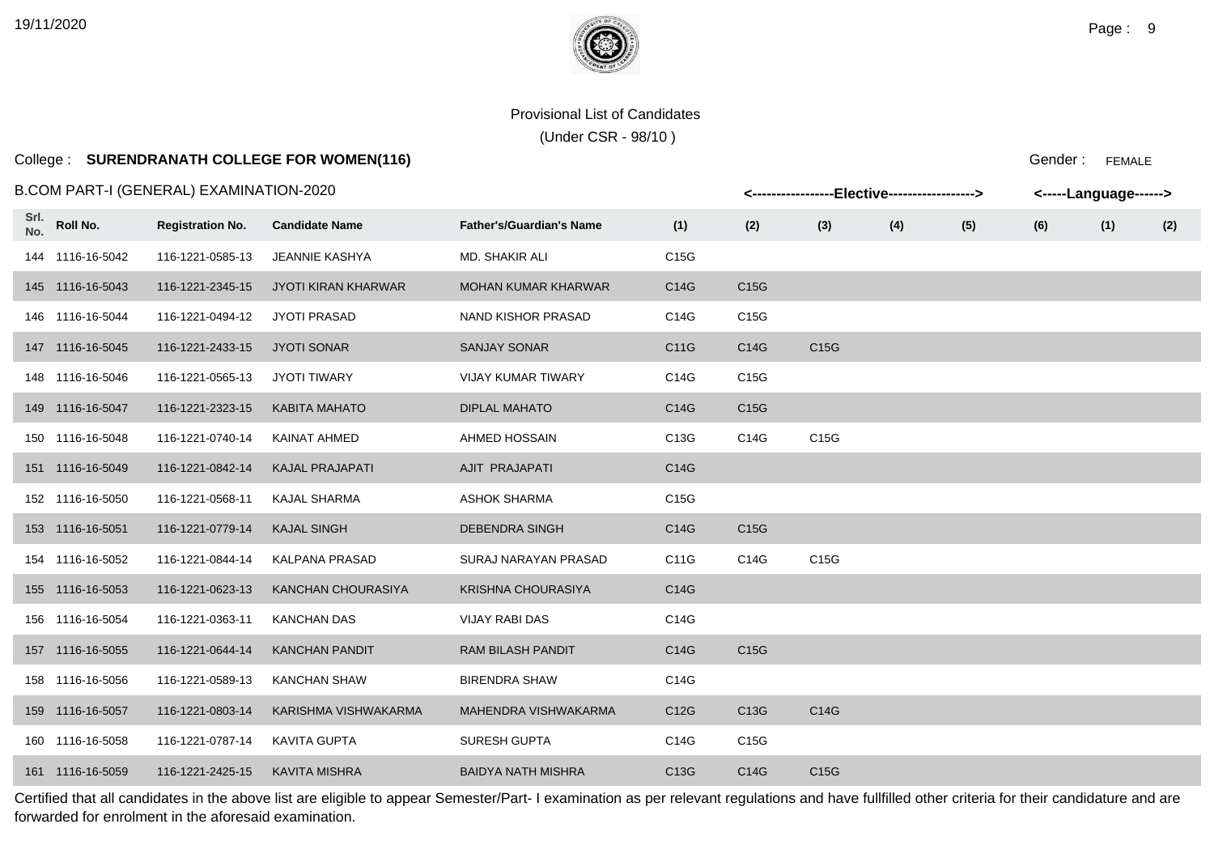Provisional List of Candidates

(Under CSR - 98/10 )

College : **SURENDRANATH COLLEGE FOR WOMEN(116)**

Gender : FEMALE

B.COM PART-I (GENERAL) EXAMINATION-2020

| Srl. No. | Roll No. | Registration No. | Candidate Name | Father's/Guardian's Name | <-----------------Elective------------------> | | | | | | <-----Language------> | |
|---|---|---|---|---|---|---|---|---|---|---|---|---|
| | | | | | (1) | (2) | (3) | (4) | (5) | (6) | (1) | (2) |
| 144 | 1116-16-5042 | 116-1221-0585-13 | JEANNIE KASHYA | MD. SHAKIR ALI | C15G | | | | | | | |
| 145 | 1116-16-5043 | 116-1221-2345-15 | JYOTI KIRAN KHARWAR | MOHAN KUMAR KHARWAR | C14G | C15G | | | | | | |
| 146 | 1116-16-5044 | 116-1221-0494-12 | JYOTI PRASAD | NAND KISHOR PRASAD | C14G | C15G | | | | | | |
| 147 | 1116-16-5045 | 116-1221-2433-15 | JYOTI SONAR | SANJAY SONAR | C11G | C14G | C15G | | | | | |
| 148 | 1116-16-5046 | 116-1221-0565-13 | JYOTI TIWARY | VIJAY KUMAR TIWARY | C14G | C15G | | | | | | |
| 149 | 1116-16-5047 | 116-1221-2323-15 | KABITA MAHATO | DIPLAL MAHATO | C14G | C15G | | | | | | |
| 150 | 1116-16-5048 | 116-1221-0740-14 | KAINAT AHMED | AHMED HOSSAIN | C13G | C14G | C15G | | | | | |
| 151 | 1116-16-5049 | 116-1221-0842-14 | KAJAL PRAJAPATI | AJIT PRAJAPATI | C14G | | | | | | | |
| 152 | 1116-16-5050 | 116-1221-0568-11 | KAJAL SHARMA | ASHOK SHARMA | C15G | | | | | | | |
| 153 | 1116-16-5051 | 116-1221-0779-14 | KAJAL SINGH | DEBENDRA SINGH | C14G | C15G | | | | | | |
| 154 | 1116-16-5052 | 116-1221-0844-14 | KALPANA PRASAD | SURAJ NARAYAN PRASAD | C11G | C14G | C15G | | | | | |
| 155 | 1116-16-5053 | 116-1221-0623-13 | KANCHAN CHOURASIYA | KRISHNA CHOURASIYA | C14G | | | | | | | |
| 156 | 1116-16-5054 | 116-1221-0363-11 | KANCHAN DAS | VIJAY RABI DAS | C14G | | | | | | | |
| 157 | 1116-16-5055 | 116-1221-0644-14 | KANCHAN PANDIT | RAM BILASH PANDIT | C14G | C15G | | | | | | |
| 158 | 1116-16-5056 | 116-1221-0589-13 | KANCHAN SHAW | BIRENDRA SHAW | C14G | | | | | | | |
| 159 | 1116-16-5057 | 116-1221-0803-14 | KARISHMA VISHWAKARMA | MAHENDRA VISHWAKARMA | C12G | C13G | C14G | | | | | |
| 160 | 1116-16-5058 | 116-1221-0787-14 | KAVITA GUPTA | SURESH GUPTA | C14G | C15G | | | | | | |
| 161 | 1116-16-5059 | 116-1221-2425-15 | KAVITA MISHRA | BAIDYA NATH MISHRA | C13G | C14G | C15G | | | | | |

Certified that all candidates in the above list are eligible to appear Semester/Part- I examination as per relevant regulations and have fullfilled other criteria for their candidature and are forwarded for enrolment in the aforesaid examination.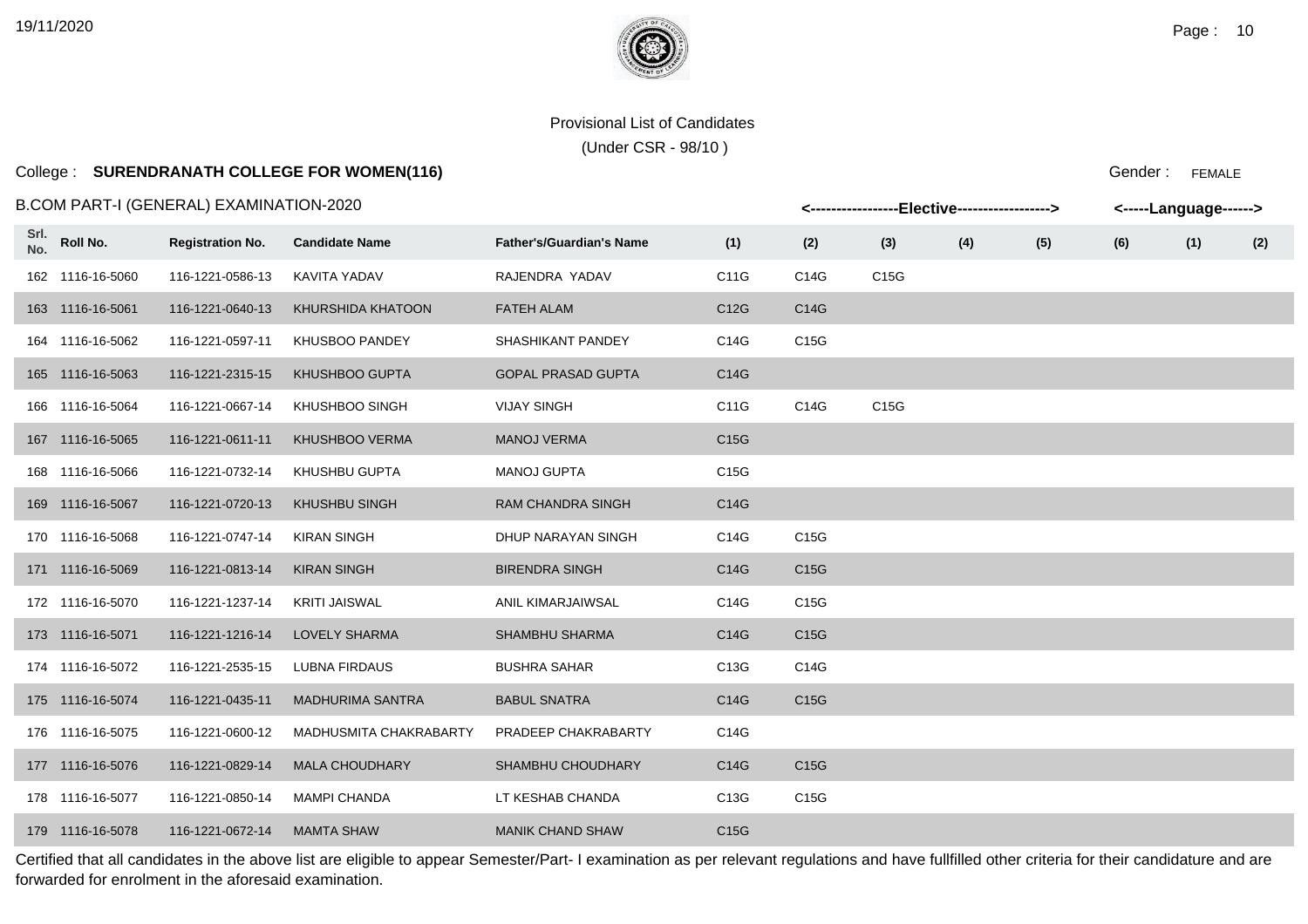Provisional List of Candidates

(Under CSR - 98/10 )

College : **SURENDRANATH COLLEGE FOR WOMEN(116)**

Gender : FEMALE

B.COM PART-I (GENERAL) EXAMINATION-2020

| Srl. No. | Roll No. | Registration No. | Candidate Name | Father's/Guardian's Name | <-----Elective-----> (1) | (2) | (3) | (4) | (5) | (6) | <-----Language-----> (1) | (2) |
|---|---|---|---|---|---|---|---|---|---|---|---|---|
| 162 | 1116-16-5060 | 116-1221-0586-13 | KAVITA YADAV | RAJENDRA YADAV | C11G | C14G | C15G | | | | | |
| 163 | 1116-16-5061 | 116-1221-0640-13 | KHURSHIDA KHATOON | FATEH ALAM | C12G | C14G | | | | | | |
| 164 | 1116-16-5062 | 116-1221-0597-11 | KHUSBOO PANDEY | SHASHIKANT PANDEY | C14G | C15G | | | | | | |
| 165 | 1116-16-5063 | 116-1221-2315-15 | KHUSHBOO GUPTA | GOPAL PRASAD GUPTA | C14G | | | | | | | |
| 166 | 1116-16-5064 | 116-1221-0667-14 | KHUSHBOO SINGH | VIJAY SINGH | C11G | C14G | C15G | | | | | |
| 167 | 1116-16-5065 | 116-1221-0611-11 | KHUSHBOO VERMA | MANOJ VERMA | C15G | | | | | | | |
| 168 | 1116-16-5066 | 116-1221-0732-14 | KHUSHBU GUPTA | MANOJ GUPTA | C15G | | | | | | | |
| 169 | 1116-16-5067 | 116-1221-0720-13 | KHUSHBU SINGH | RAM CHANDRA SINGH | C14G | | | | | | | |
| 170 | 1116-16-5068 | 116-1221-0747-14 | KIRAN SINGH | DHUP NARAYAN SINGH | C14G | C15G | | | | | | |
| 171 | 1116-16-5069 | 116-1221-0813-14 | KIRAN SINGH | BIRENDRA SINGH | C14G | C15G | | | | | | |
| 172 | 1116-16-5070 | 116-1221-1237-14 | KRITI JAISWAL | ANIL KIMARJAIWSAL | C14G | C15G | | | | | | |
| 173 | 1116-16-5071 | 116-1221-1216-14 | LOVELY SHARMA | SHAMBHU SHARMA | C14G | C15G | | | | | | |
| 174 | 1116-16-5072 | 116-1221-2535-15 | LUBNA FIRDAUS | BUSHRA SAHAR | C13G | C14G | | | | | | |
| 175 | 1116-16-5074 | 116-1221-0435-11 | MADHURIMA SANTRA | BABUL SNATRA | C14G | C15G | | | | | | |
| 176 | 1116-16-5075 | 116-1221-0600-12 | MADHUSMITA CHAKRABARTY | PRADEEP CHAKRABARTY | C14G | | | | | | | |
| 177 | 1116-16-5076 | 116-1221-0829-14 | MALA CHOUDHARY | SHAMBHU CHOUDHARY | C14G | C15G | | | | | | |
| 178 | 1116-16-5077 | 116-1221-0850-14 | MAMPI CHANDA | LT KESHAB CHANDA | C13G | C15G | | | | | | |
| 179 | 1116-16-5078 | 116-1221-0672-14 | MAMTA SHAW | MANIK CHAND SHAW | C15G | | | | | | | |

Certified that all candidates in the above list are eligible to appear Semester/Part- I examination as per relevant regulations and have fullfilled other criteria for their candidature and are forwarded for enrolment in the aforesaid examination.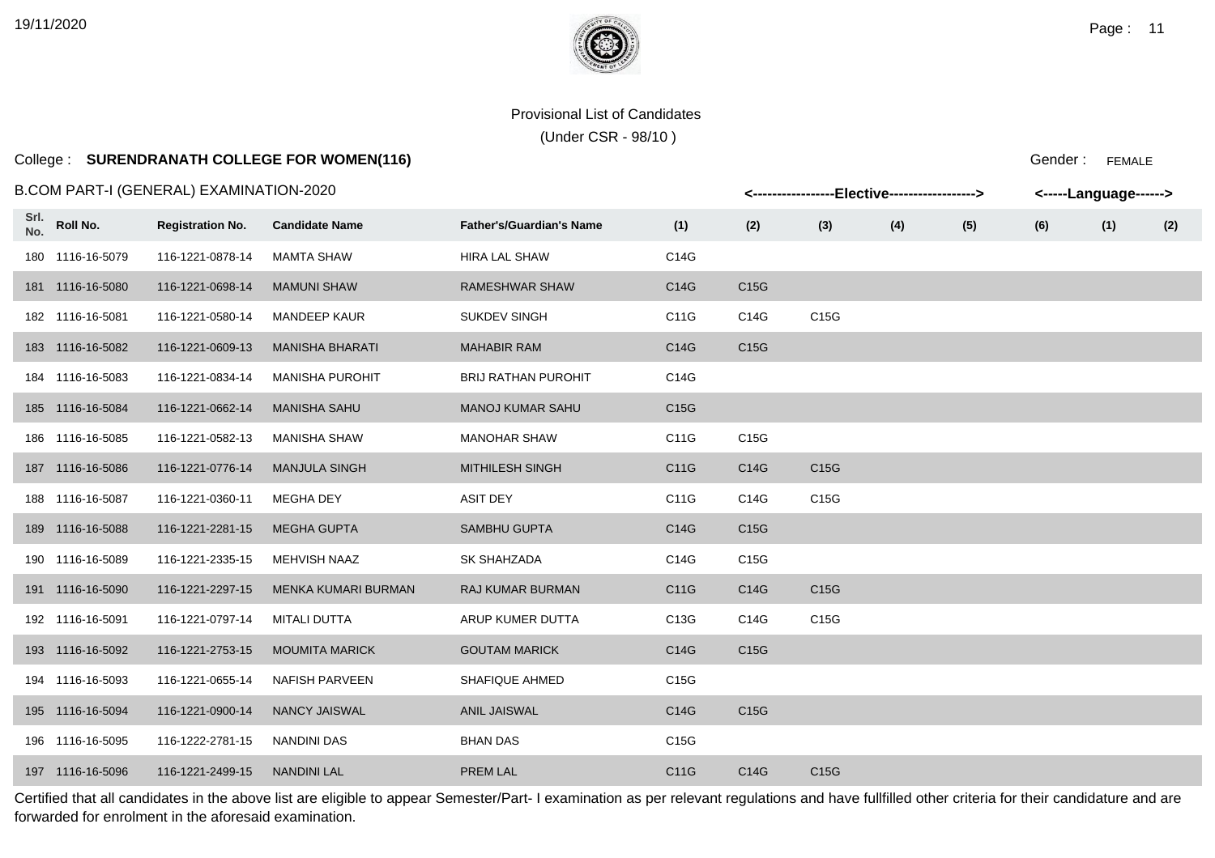Provisional List of Candidates

(Under CSR - 98/10 )

College : **SURENDRANATH COLLEGE FOR WOMEN(116)**

Gender : FEMALE

B.COM PART-I (GENERAL) EXAMINATION-2020

| Srl. No. | Roll No. | Registration No. | Candidate Name | Father's/Guardian's Name | <-----Elective----- (1) | (2) | (3) | (4) | (5) | (6) | <-----Language-----> (1) | (2) |
|---|---|---|---|---|---|---|---|---|---|---|---|---|
| 180 | 1116-16-5079 | 116-1221-0878-14 | MAMTA SHAW | HIRA LAL SHAW | C14G | | | | | | | |
| 181 | 1116-16-5080 | 116-1221-0698-14 | MAMUNI SHAW | RAMESHWAR SHAW | C14G | C15G | | | | | | |
| 182 | 1116-16-5081 | 116-1221-0580-14 | MANDEEP KAUR | SUKDEV SINGH | C11G | C14G | C15G | | | | | |
| 183 | 1116-16-5082 | 116-1221-0609-13 | MANISHA BHARATI | MAHABIR RAM | C14G | C15G | | | | | | |
| 184 | 1116-16-5083 | 116-1221-0834-14 | MANISHA PUROHIT | BRIJ RATHAN PUROHIT | C14G | | | | | | | |
| 185 | 1116-16-5084 | 116-1221-0662-14 | MANISHA SAHU | MANOJ KUMAR SAHU | C15G | | | | | | | |
| 186 | 1116-16-5085 | 116-1221-0582-13 | MANISHA SHAW | MANOHAR SHAW | C11G | C15G | | | | | | |
| 187 | 1116-16-5086 | 116-1221-0776-14 | MANJULA SINGH | MITHILESH SINGH | C11G | C14G | C15G | | | | | |
| 188 | 1116-16-5087 | 116-1221-0360-11 | MEGHA DEY | ASIT DEY | C11G | C14G | C15G | | | | | |
| 189 | 1116-16-5088 | 116-1221-2281-15 | MEGHA GUPTA | SAMBHU GUPTA | C14G | C15G | | | | | | |
| 190 | 1116-16-5089 | 116-1221-2335-15 | MEHVISH NAAZ | SK SHAHZADA | C14G | C15G | | | | | | |
| 191 | 1116-16-5090 | 116-1221-2297-15 | MENKA KUMARI BURMAN | RAJ KUMAR BURMAN | C11G | C14G | C15G | | | | | |
| 192 | 1116-16-5091 | 116-1221-0797-14 | MITALI DUTTA | ARUP KUMER DUTTA | C13G | C14G | C15G | | | | | |
| 193 | 1116-16-5092 | 116-1221-2753-15 | MOUMITA MARICK | GOUTAM MARICK | C14G | C15G | | | | | | |
| 194 | 1116-16-5093 | 116-1221-0655-14 | NAFISH PARVEEN | SHAFIQUE AHMED | C15G | | | | | | | |
| 195 | 1116-16-5094 | 116-1221-0900-14 | NANCY JAISWAL | ANIL JAISWAL | C14G | C15G | | | | | | |
| 196 | 1116-16-5095 | 116-1222-2781-15 | NANDINI DAS | BHAN DAS | C15G | | | | | | | |
| 197 | 1116-16-5096 | 116-1221-2499-15 | NANDINI LAL | PREM LAL | C11G | C14G | C15G | | | | | |

Certified that all candidates in the above list are eligible to appear Semester/Part- I examination as per relevant regulations and have fullfilled other criteria for their candidature and are forwarded for enrolment in the aforesaid examination.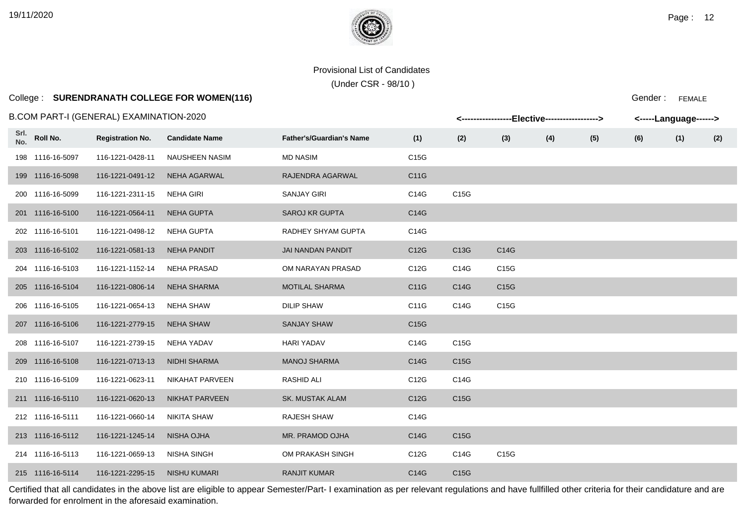Provisional List of Candidates

(Under CSR - 98/10 )

College : **SURENDRANATH COLLEGE FOR WOMEN(116)**

Gender : FEMALE

B.COM PART-I (GENERAL) EXAMINATION-2020

| Srl. No. | Roll No. | Registration No. | Candidate Name | Father's/Guardian's Name | Elective (1) | Elective (2) | Elective (3) | Elective (4) | Elective (5) | Elective (6) | Language (1) | Language (2) |
|---|---|---|---|---|---|---|---|---|---|---|---|---|
| 198 | 1116-16-5097 | 116-1221-0428-11 | NAUSHEEN NASIM | MD NASIM | C15G | | | | | | | |
| 199 | 1116-16-5098 | 116-1221-0491-12 | NEHA AGARWAL | RAJENDRA AGARWAL | C11G | | | | | | | |
| 200 | 1116-16-5099 | 116-1221-2311-15 | NEHA GIRI | SANJAY GIRI | C14G | C15G | | | | | | |
| 201 | 1116-16-5100 | 116-1221-0564-11 | NEHA GUPTA | SAROJ KR GUPTA | C14G | | | | | | | |
| 202 | 1116-16-5101 | 116-1221-0498-12 | NEHA GUPTA | RADHEY SHYAM GUPTA | C14G | | | | | | | |
| 203 | 1116-16-5102 | 116-1221-0581-13 | NEHA PANDIT | JAI NANDAN PANDIT | C12G | C13G | C14G | | | | | |
| 204 | 1116-16-5103 | 116-1221-1152-14 | NEHA PRASAD | OM NARAYAN PRASAD | C12G | C14G | C15G | | | | | |
| 205 | 1116-16-5104 | 116-1221-0806-14 | NEHA SHARMA | MOTILAL SHARMA | C11G | C14G | C15G | | | | | |
| 206 | 1116-16-5105 | 116-1221-0654-13 | NEHA SHAW | DILIP SHAW | C11G | C14G | C15G | | | | | |
| 207 | 1116-16-5106 | 116-1221-2779-15 | NEHA SHAW | SANJAY SHAW | C15G | | | | | | | |
| 208 | 1116-16-5107 | 116-1221-2739-15 | NEHA YADAV | HARI YADAV | C14G | C15G | | | | | | |
| 209 | 1116-16-5108 | 116-1221-0713-13 | NIDHI SHARMA | MANOJ SHARMA | C14G | C15G | | | | | | |
| 210 | 1116-16-5109 | 116-1221-0623-11 | NIKAHAT PARVEEN | RASHID ALI | C12G | C14G | | | | | | |
| 211 | 1116-16-5110 | 116-1221-0620-13 | NIKHAT PARVEEN | SK. MUSTAK ALAM | C12G | C15G | | | | | | |
| 212 | 1116-16-5111 | 116-1221-0660-14 | NIKITA SHAW | RAJESH SHAW | C14G | | | | | | | |
| 213 | 1116-16-5112 | 116-1221-1245-14 | NISHA OJHA | MR. PRAMOD OJHA | C14G | C15G | | | | | | |
| 214 | 1116-16-5113 | 116-1221-0659-13 | NISHA SINGH | OM PRAKASH SINGH | C12G | C14G | C15G | | | | | |
| 215 | 1116-16-5114 | 116-1221-2295-15 | NISHU KUMARI | RANJIT KUMAR | C14G | C15G | | | | | | |

Certified that all candidates in the above list are eligible to appear Semester/Part- I examination as per relevant regulations and have fullfilled other criteria for their candidature and are forwarded for enrolment in the aforesaid examination.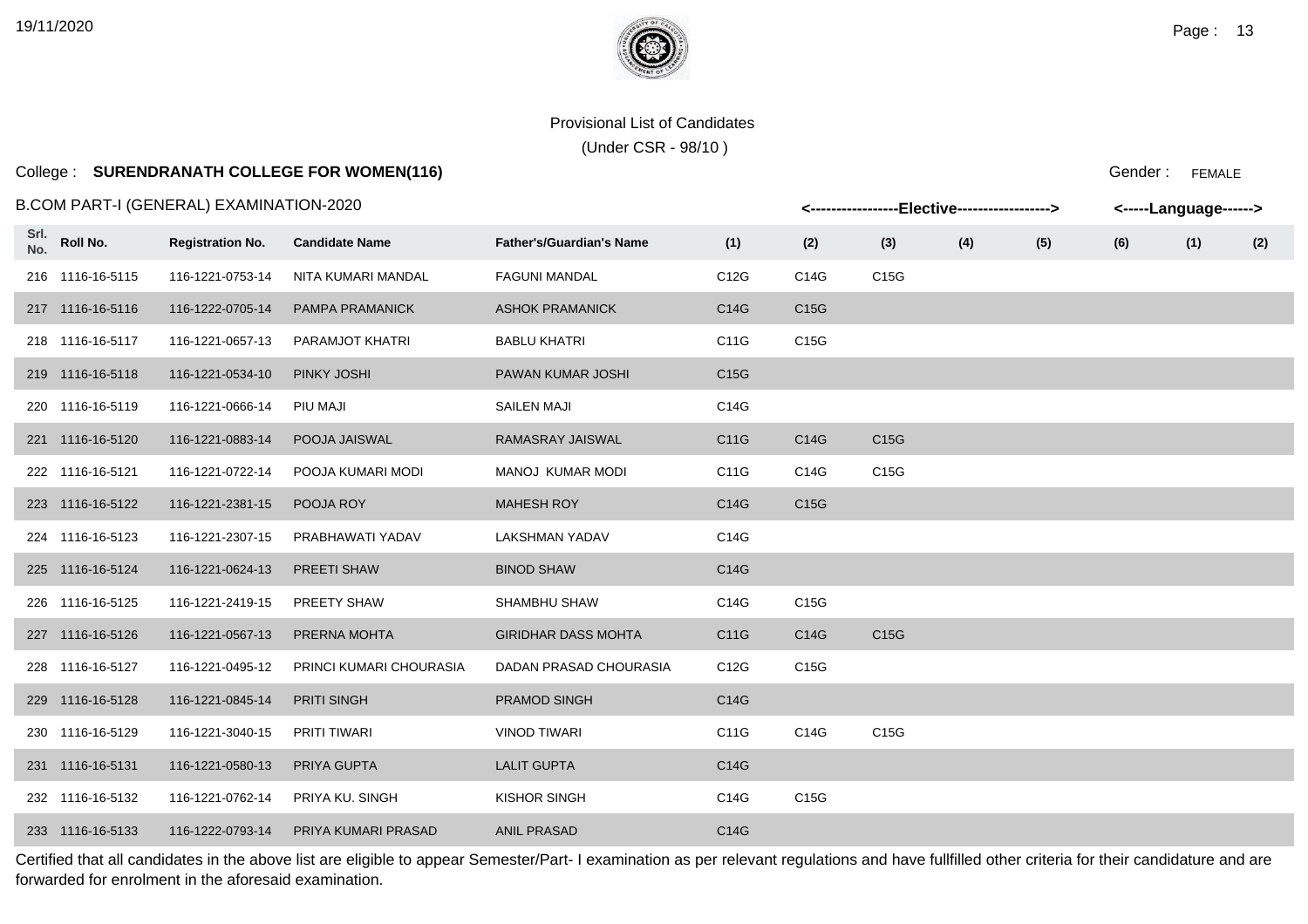Provisional List of Candidates

(Under CSR - 98/10 )

College : **SURENDRANATH COLLEGE FOR WOMEN(116)**

Gender : FEMALE

B.COM PART-I (GENERAL) EXAMINATION-2020

| Srl. No. | Roll No. | Registration No. | Candidate Name | Father's/Guardian's Name | <---Elective---> (1) | (2) | (3) | (4) | (5) | (6) | <---Language---> (1) | (2) |
|---|---|---|---|---|---|---|---|---|---|---|---|---|
| 216 | 1116-16-5115 | 116-1221-0753-14 | NITA KUMARI MANDAL | FAGUNI MANDAL | C12G | C14G | C15G | | | | | |
| 217 | 1116-16-5116 | 116-1222-0705-14 | PAMPA PRAMANICK | ASHOK PRAMANICK | C14G | C15G | | | | | | |
| 218 | 1116-16-5117 | 116-1221-0657-13 | PARAMJOT KHATRI | BABLU KHATRI | C11G | C15G | | | | | | |
| 219 | 1116-16-5118 | 116-1221-0534-10 | PINKY JOSHI | PAWAN KUMAR JOSHI | C15G | | | | | | | |
| 220 | 1116-16-5119 | 116-1221-0666-14 | PIU MAJI | SAILEN MAJI | C14G | | | | | | | |
| 221 | 1116-16-5120 | 116-1221-0883-14 | POOJA JAISWAL | RAMASRAY JAISWAL | C11G | C14G | C15G | | | | | |
| 222 | 1116-16-5121 | 116-1221-0722-14 | POOJA KUMARI MODI | MANOJ KUMAR MODI | C11G | C14G | C15G | | | | | |
| 223 | 1116-16-5122 | 116-1221-2381-15 | POOJA ROY | MAHESH ROY | C14G | C15G | | | | | | |
| 224 | 1116-16-5123 | 116-1221-2307-15 | PRABHAWATI YADAV | LAKSHMAN YADAV | C14G | | | | | | | |
| 225 | 1116-16-5124 | 116-1221-0624-13 | PREETI SHAW | BINOD SHAW | C14G | | | | | | | |
| 226 | 1116-16-5125 | 116-1221-2419-15 | PREETY SHAW | SHAMBHU SHAW | C14G | C15G | | | | | | |
| 227 | 1116-16-5126 | 116-1221-0567-13 | PRERNA MOHTA | GIRIDHAR DASS MOHTA | C11G | C14G | C15G | | | | | |
| 228 | 1116-16-5127 | 116-1221-0495-12 | PRINCI KUMARI CHOURASIA | DADAN PRASAD CHOURASIA | C12G | C15G | | | | | | |
| 229 | 1116-16-5128 | 116-1221-0845-14 | PRITI SINGH | PRAMOD SINGH | C14G | | | | | | | |
| 230 | 1116-16-5129 | 116-1221-3040-15 | PRITI TIWARI | VINOD TIWARI | C11G | C14G | C15G | | | | | |
| 231 | 1116-16-5131 | 116-1221-0580-13 | PRIYA GUPTA | LALIT GUPTA | C14G | | | | | | | |
| 232 | 1116-16-5132 | 116-1221-0762-14 | PRIYA KU. SINGH | KISHOR SINGH | C14G | C15G | | | | | | |
| 233 | 1116-16-5133 | 116-1222-0793-14 | PRIYA KUMARI PRASAD | ANIL PRASAD | C14G | | | | | | | |

Certified that all candidates in the above list are eligible to appear Semester/Part- I examination as per relevant regulations and have fullfilled other criteria for their candidature and are forwarded for enrolment in the aforesaid examination.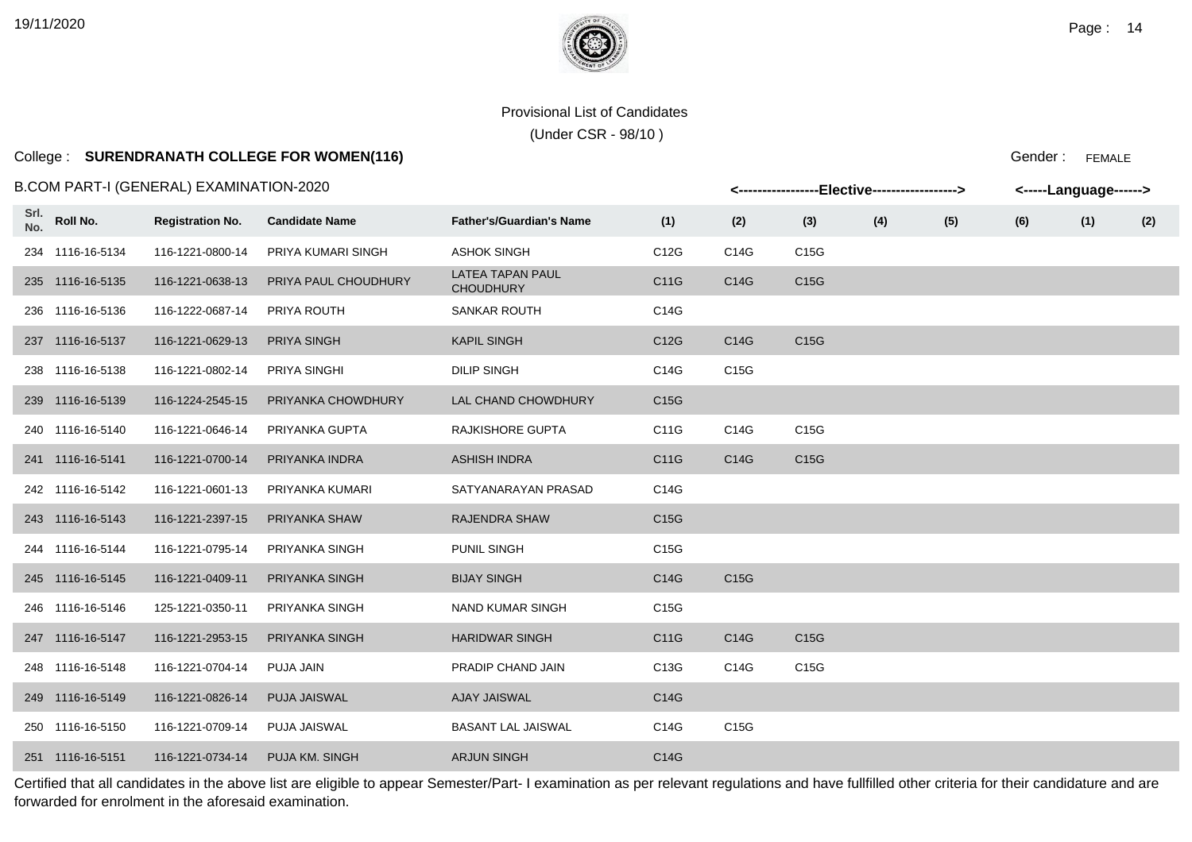Provisional List of Candidates

(Under CSR - 98/10 )

College : **SURENDRANATH COLLEGE FOR WOMEN(116)**

Gender : FEMALE

B.COM PART-I (GENERAL) EXAMINATION-2020

| Srl. No. | Roll No. | Registration No. | Candidate Name | Father's/Guardian's Name | <-----Elective----- (1) | (2) | (3) | (4) | (5) | (6) | <-----Language-----> (1) | (2) |
|---|---|---|---|---|---|---|---|---|---|---|---|---|
| 234 | 1116-16-5134 | 116-1221-0800-14 | PRIYA KUMARI SINGH | ASHOK SINGH | C12G | C14G | C15G | | | | | |
| 235 | 1116-16-5135 | 116-1221-0638-13 | PRIYA PAUL CHOUDHURY | LATEA TAPAN PAUL CHOUDHURY | C11G | C14G | C15G | | | | | |
| 236 | 1116-16-5136 | 116-1222-0687-14 | PRIYA ROUTH | SANKAR ROUTH | C14G | | | | | | | |
| 237 | 1116-16-5137 | 116-1221-0629-13 | PRIYA SINGH | KAPIL SINGH | C12G | C14G | C15G | | | | | |
| 238 | 1116-16-5138 | 116-1221-0802-14 | PRIYA SINGHI | DILIP SINGH | C14G | C15G | | | | | | |
| 239 | 1116-16-5139 | 116-1224-2545-15 | PRIYANKA CHOWDHURY | LAL CHAND CHOWDHURY | C15G | | | | | | | |
| 240 | 1116-16-5140 | 116-1221-0646-14 | PRIYANKA GUPTA | RAJKISHORE GUPTA | C11G | C14G | C15G | | | | | |
| 241 | 1116-16-5141 | 116-1221-0700-14 | PRIYANKA INDRA | ASHISH INDRA | C11G | C14G | C15G | | | | | |
| 242 | 1116-16-5142 | 116-1221-0601-13 | PRIYANKA KUMARI | SATYANARAYAN PRASAD | C14G | | | | | | | |
| 243 | 1116-16-5143 | 116-1221-2397-15 | PRIYANKA SHAW | RAJENDRA SHAW | C15G | | | | | | | |
| 244 | 1116-16-5144 | 116-1221-0795-14 | PRIYANKA SINGH | PUNIL SINGH | C15G | | | | | | | |
| 245 | 1116-16-5145 | 116-1221-0409-11 | PRIYANKA SINGH | BIJAY SINGH | C14G | C15G | | | | | | |
| 246 | 1116-16-5146 | 125-1221-0350-11 | PRIYANKA SINGH | NAND KUMAR SINGH | C15G | | | | | | | |
| 247 | 1116-16-5147 | 116-1221-2953-15 | PRIYANKA SINGH | HARIDWAR SINGH | C11G | C14G | C15G | | | | | |
| 248 | 1116-16-5148 | 116-1221-0704-14 | PUJA JAIN | PRADIP CHAND JAIN | C13G | C14G | C15G | | | | | |
| 249 | 1116-16-5149 | 116-1221-0826-14 | PUJA JAISWAL | AJAY JAISWAL | C14G | | | | | | | |
| 250 | 1116-16-5150 | 116-1221-0709-14 | PUJA JAISWAL | BASANT LAL JAISWAL | C14G | C15G | | | | | | |
| 251 | 1116-16-5151 | 116-1221-0734-14 | PUJA KM. SINGH | ARJUN SINGH | C14G | | | | | | | |

Certified that all candidates in the above list are eligible to appear Semester/Part- I examination as per relevant regulations and have fullfilled other criteria for their candidature and are forwarded for enrolment in the aforesaid examination.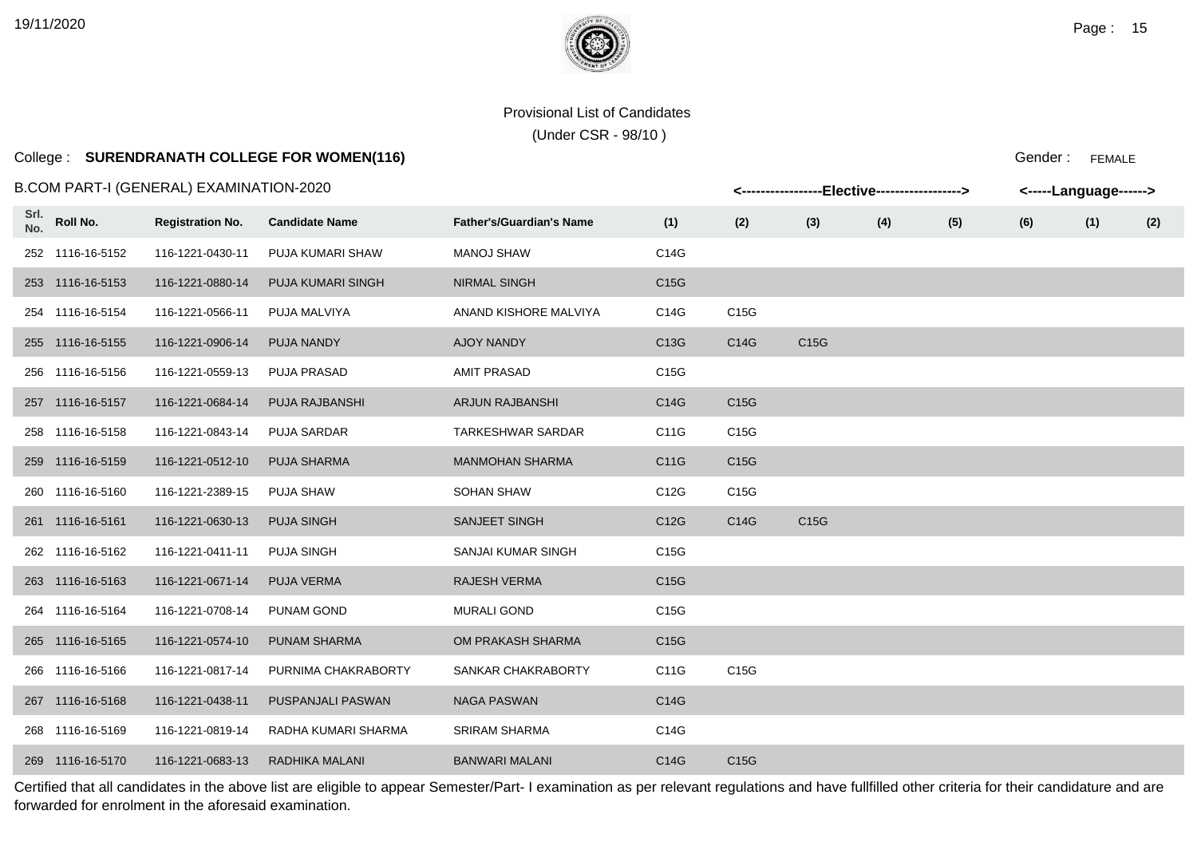Provisional List of Candidates

(Under CSR - 98/10 )

College : **SURENDRANATH COLLEGE FOR WOMEN(116)**

Gender : FEMALE

B.COM PART-I (GENERAL) EXAMINATION-2020

| | | | | | <-----------------Elective------------------> | | | | | | <-----Language------> | |
|---|---|---|---|---|---|---|---|---|---|---|---|---|
| Srl. No. | Roll No. | Registration No. | Candidate Name | Father's/Guardian's Name | (1) | (2) | (3) | (4) | (5) | (6) | (1) | (2) |
| 252 | 1116-16-5152 | 116-1221-0430-11 | PUJA KUMARI SHAW | MANOJ SHAW | C14G | | | | | | | |
| 253 | 1116-16-5153 | 116-1221-0880-14 | PUJA KUMARI SINGH | NIRMAL SINGH | C15G | | | | | | | |
| 254 | 1116-16-5154 | 116-1221-0566-11 | PUJA MALVIYA | ANAND KISHORE MALVIYA | C14G | C15G | | | | | | |
| 255 | 1116-16-5155 | 116-1221-0906-14 | PUJA NANDY | AJOY NANDY | C13G | C14G | C15G | | | | | |
| 256 | 1116-16-5156 | 116-1221-0559-13 | PUJA PRASAD | AMIT PRASAD | C15G | | | | | | | |
| 257 | 1116-16-5157 | 116-1221-0684-14 | PUJA RAJBANSHI | ARJUN RAJBANSHI | C14G | C15G | | | | | | |
| 258 | 1116-16-5158 | 116-1221-0843-14 | PUJA SARDAR | TARKESHWAR SARDAR | C11G | C15G | | | | | | |
| 259 | 1116-16-5159 | 116-1221-0512-10 | PUJA SHARMA | MANMOHAN SHARMA | C11G | C15G | | | | | | |
| 260 | 1116-16-5160 | 116-1221-2389-15 | PUJA SHAW | SOHAN SHAW | C12G | C15G | | | | | | |
| 261 | 1116-16-5161 | 116-1221-0630-13 | PUJA SINGH | SANJEET SINGH | C12G | C14G | C15G | | | | | |
| 262 | 1116-16-5162 | 116-1221-0411-11 | PUJA SINGH | SANJAI KUMAR SINGH | C15G | | | | | | | |
| 263 | 1116-16-5163 | 116-1221-0671-14 | PUJA VERMA | RAJESH VERMA | C15G | | | | | | | |
| 264 | 1116-16-5164 | 116-1221-0708-14 | PUNAM GOND | MURALI GOND | C15G | | | | | | | |
| 265 | 1116-16-5165 | 116-1221-0574-10 | PUNAM SHARMA | OM PRAKASH SHARMA | C15G | | | | | | | |
| 266 | 1116-16-5166 | 116-1221-0817-14 | PURNIMA CHAKRABORTY | SANKAR CHAKRABORTY | C11G | C15G | | | | | | |
| 267 | 1116-16-5168 | 116-1221-0438-11 | PUSPANJALI PASWAN | NAGA PASWAN | C14G | | | | | | | |
| 268 | 1116-16-5169 | 116-1221-0819-14 | RADHA KUMARI SHARMA | SRIRAM SHARMA | C14G | | | | | | | |
| 269 | 1116-16-5170 | 116-1221-0683-13 | RADHIKA MALANI | BANWARI MALANI | C14G | C15G | | | | | | |

Certified that all candidates in the above list are eligible to appear Semester/Part- I examination as per relevant regulations and have fullfilled other criteria for their candidature and are forwarded for enrolment in the aforesaid examination.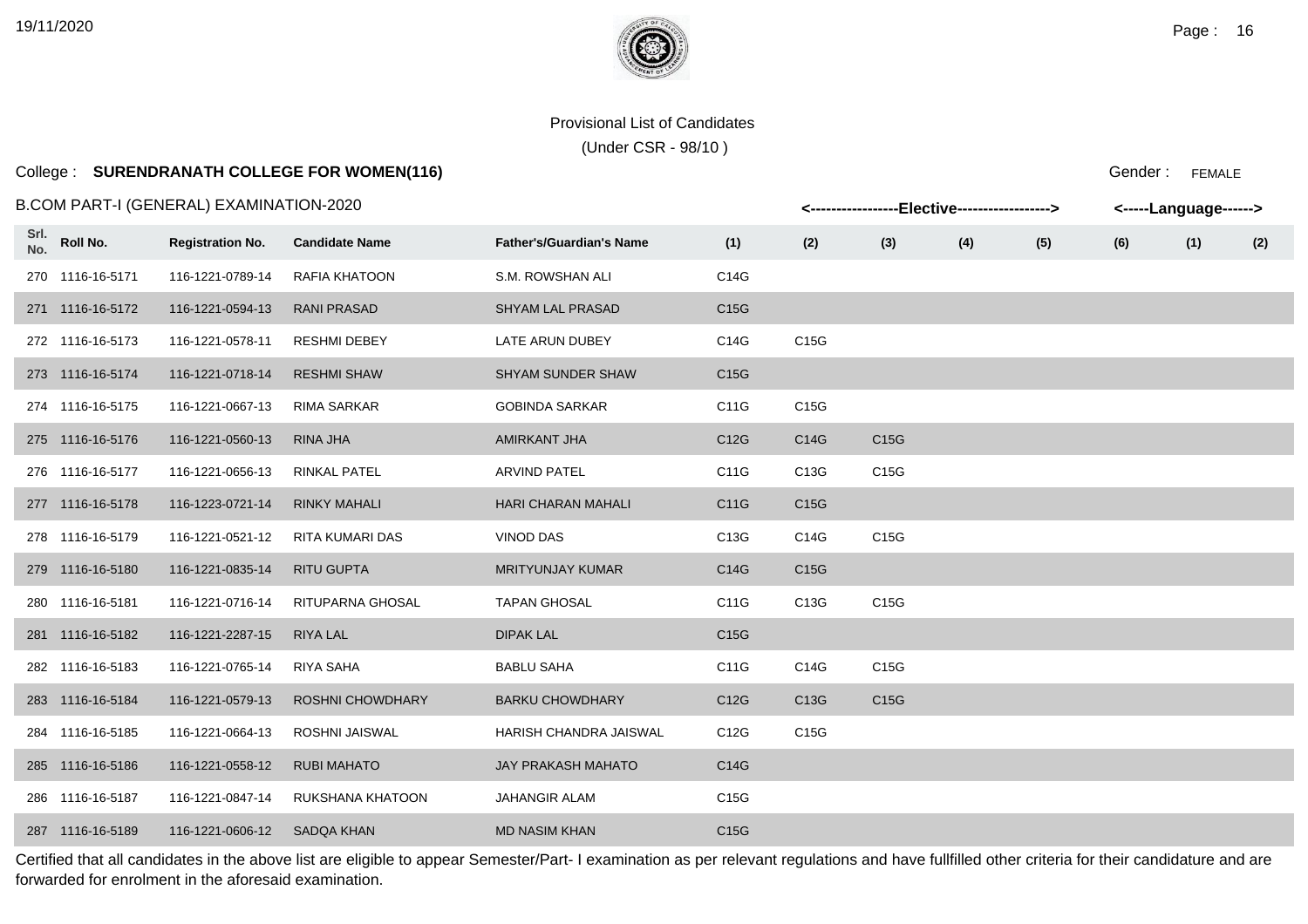Provisional List of Candidates

(Under CSR - 98/10 )

College : **SURENDRANATH COLLEGE FOR WOMEN(116)**

Gender : FEMALE

B.COM PART-I (GENERAL) EXAMINATION-2020

| Srl. No. | Roll No. | Registration No. | Candidate Name | Father's/Guardian's Name | <-----------------Elective------------------> | | | | | | <-----Language------> | |
|---|---|---|---|---|---|---|---|---|---|---|---|---|
| | | | | | (1) | (2) | (3) | (4) | (5) | (6) | (1) | (2) |
| 270 | 1116-16-5171 | 116-1221-0789-14 | RAFIA KHATOON | S.M. ROWSHAN ALI | C14G | | | | | | | |
| 271 | 1116-16-5172 | 116-1221-0594-13 | RANI PRASAD | SHYAM LAL PRASAD | C15G | | | | | | | |
| 272 | 1116-16-5173 | 116-1221-0578-11 | RESHMI DEBEY | LATE ARUN DUBEY | C14G | C15G | | | | | | |
| 273 | 1116-16-5174 | 116-1221-0718-14 | RESHMI SHAW | SHYAM SUNDER SHAW | C15G | | | | | | | |
| 274 | 1116-16-5175 | 116-1221-0667-13 | RIMA SARKAR | GOBINDA SARKAR | C11G | C15G | | | | | | |
| 275 | 1116-16-5176 | 116-1221-0560-13 | RINA JHA | AMIRKANT JHA | C12G | C14G | C15G | | | | | |
| 276 | 1116-16-5177 | 116-1221-0656-13 | RINKAL PATEL | ARVIND PATEL | C11G | C13G | C15G | | | | | |
| 277 | 1116-16-5178 | 116-1223-0721-14 | RINKY MAHALI | HARI CHARAN MAHALI | C11G | C15G | | | | | | |
| 278 | 1116-16-5179 | 116-1221-0521-12 | RITA KUMARI DAS | VINOD DAS | C13G | C14G | C15G | | | | | |
| 279 | 1116-16-5180 | 116-1221-0835-14 | RITU GUPTA | MRITYUNJAY KUMAR | C14G | C15G | | | | | | |
| 280 | 1116-16-5181 | 116-1221-0716-14 | RITUPARNA GHOSAL | TAPAN GHOSAL | C11G | C13G | C15G | | | | | |
| 281 | 1116-16-5182 | 116-1221-2287-15 | RIYA LAL | DIPAK LAL | C15G | | | | | | | |
| 282 | 1116-16-5183 | 116-1221-0765-14 | RIYA SAHA | BABLU SAHA | C11G | C14G | C15G | | | | | |
| 283 | 1116-16-5184 | 116-1221-0579-13 | ROSHNI CHOWDHARY | BARKU CHOWDHARY | C12G | C13G | C15G | | | | | |
| 284 | 1116-16-5185 | 116-1221-0664-13 | ROSHNI JAISWAL | HARISH CHANDRA JAISWAL | C12G | C15G | | | | | | |
| 285 | 1116-16-5186 | 116-1221-0558-12 | RUBI MAHATO | JAY PRAKASH MAHATO | C14G | | | | | | | |
| 286 | 1116-16-5187 | 116-1221-0847-14 | RUKSHANA KHATOON | JAHANGIR ALAM | C15G | | | | | | | |
| 287 | 1116-16-5189 | 116-1221-0606-12 | SADQA KHAN | MD NASIM KHAN | C15G | | | | | | | |

Certified that all candidates in the above list are eligible to appear Semester/Part- I examination as per relevant regulations and have fullfilled other criteria for their candidature and are forwarded for enrolment in the aforesaid examination.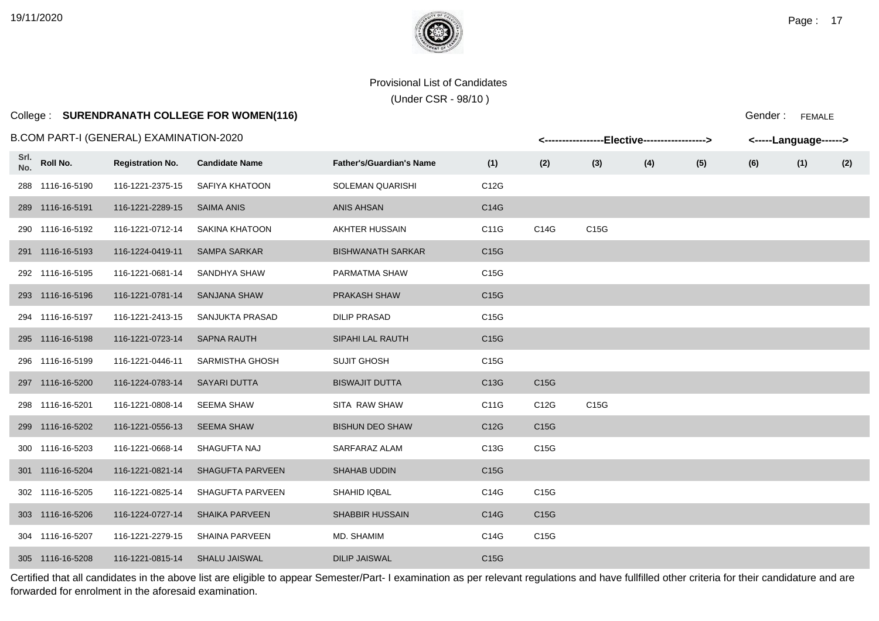Provisional List of Candidates

(Under CSR - 98/10 )

College : **SURENDRANATH COLLEGE FOR WOMEN(116)**

Gender : FEMALE

B.COM PART-I (GENERAL) EXAMINATION-2020

| Srl. No. | Roll No. | Registration No. | Candidate Name | Father's/Guardian's Name | <-----------------Elective------------------> (1) | (2) | (3) | (4) | (5) | (6) | <-----Language------> (1) | (2) |
|---|---|---|---|---|---|---|---|---|---|---|---|---|
| 288 | 1116-16-5190 | 116-1221-2375-15 | SAFIYA KHATOON | SOLEMAN QUARISHI | C12G | | | | | | | |
| 289 | 1116-16-5191 | 116-1221-2289-15 | SAIMA ANIS | ANIS AHSAN | C14G | | | | | | | |
| 290 | 1116-16-5192 | 116-1221-0712-14 | SAKINA KHATOON | AKHTER HUSSAIN | C11G | C14G | C15G | | | | | |
| 291 | 1116-16-5193 | 116-1224-0419-11 | SAMPA SARKAR | BISHWANATH SARKAR | C15G | | | | | | | |
| 292 | 1116-16-5195 | 116-1221-0681-14 | SANDHYA SHAW | PARMATMA SHAW | C15G | | | | | | | |
| 293 | 1116-16-5196 | 116-1221-0781-14 | SANJANA SHAW | PRAKASH SHAW | C15G | | | | | | | |
| 294 | 1116-16-5197 | 116-1221-2413-15 | SANJUKTA PRASAD | DILIP PRASAD | C15G | | | | | | | |
| 295 | 1116-16-5198 | 116-1221-0723-14 | SAPNA RAUTH | SIPAHI LAL RAUTH | C15G | | | | | | | |
| 296 | 1116-16-5199 | 116-1221-0446-11 | SARMISTHA GHOSH | SUJIT GHOSH | C15G | | | | | | | |
| 297 | 1116-16-5200 | 116-1224-0783-14 | SAYARI DUTTA | BISWAJIT DUTTA | C13G | C15G | | | | | | |
| 298 | 1116-16-5201 | 116-1221-0808-14 | SEEMA SHAW | SITA RAW SHAW | C11G | C12G | C15G | | | | | |
| 299 | 1116-16-5202 | 116-1221-0556-13 | SEEMA SHAW | BISHUN DEO SHAW | C12G | C15G | | | | | | |
| 300 | 1116-16-5203 | 116-1221-0668-14 | SHAGUFTA NAJ | SARFARAZ ALAM | C13G | C15G | | | | | | |
| 301 | 1116-16-5204 | 116-1221-0821-14 | SHAGUFTA PARVEEN | SHAHAB UDDIN | C15G | | | | | | | |
| 302 | 1116-16-5205 | 116-1221-0825-14 | SHAGUFTA PARVEEN | SHAHID IQBAL | C14G | C15G | | | | | | |
| 303 | 1116-16-5206 | 116-1224-0727-14 | SHAIKA PARVEEN | SHABBIR HUSSAIN | C14G | C15G | | | | | | |
| 304 | 1116-16-5207 | 116-1221-2279-15 | SHAINA PARVEEN | MD. SHAMIM | C14G | C15G | | | | | | |
| 305 | 1116-16-5208 | 116-1221-0815-14 | SHALU JAISWAL | DILIP JAISWAL | C15G | | | | | | | |

Certified that all candidates in the above list are eligible to appear Semester/Part- I examination as per relevant regulations and have fullfilled other criteria for their candidature and are forwarded for enrolment in the aforesaid examination.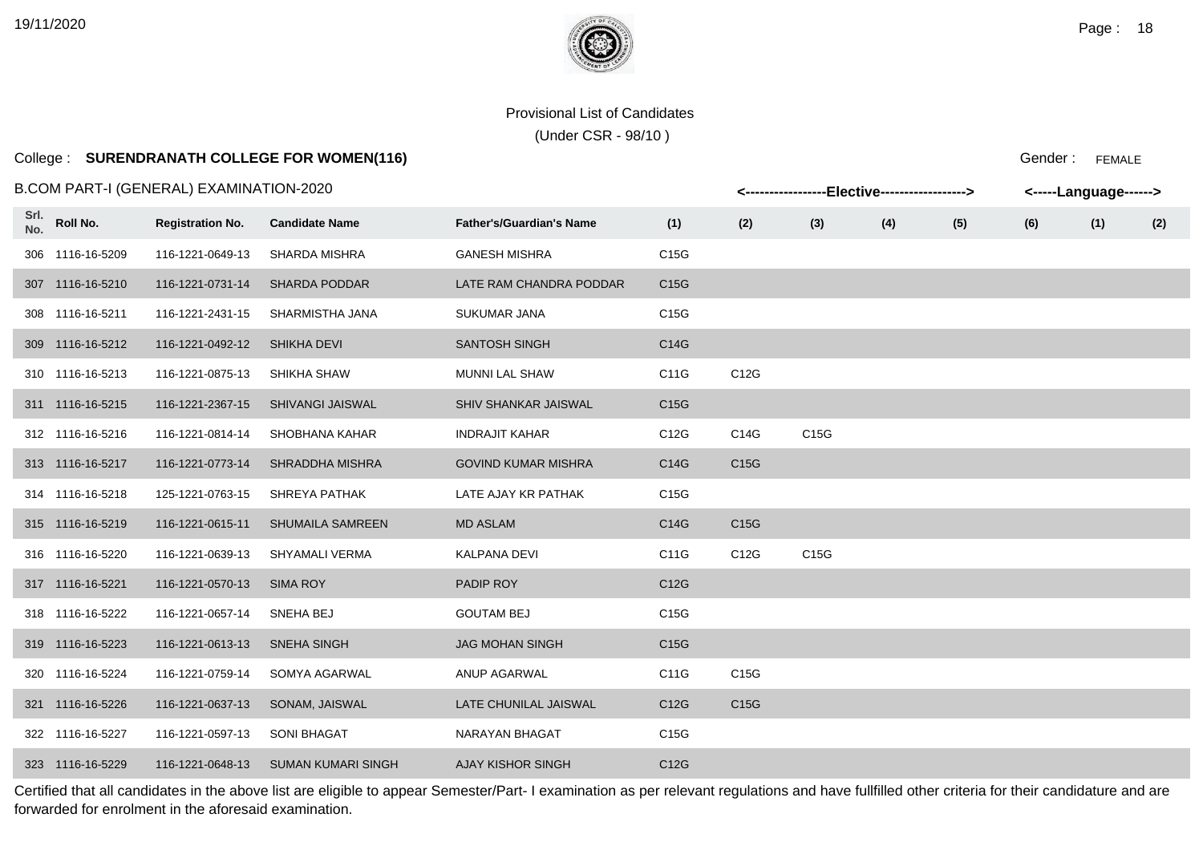Provisional List of Candidates

(Under CSR - 98/10 )

College : **SURENDRANATH COLLEGE FOR WOMEN(116)**

Gender : FEMALE

B.COM PART-I (GENERAL) EXAMINATION-2020

| Srl. No. | Roll No. | Registration No. | Candidate Name | Father's/Guardian's Name | Elective (1) | Elective (2) | Elective (3) | Elective (4) | Elective (5) | Elective (6) | Language (1) | Language (2) |
|---|---|---|---|---|---|---|---|---|---|---|---|---|
| 306 | 1116-16-5209 | 116-1221-0649-13 | SHARDA MISHRA | GANESH MISHRA | C15G | | | | | | | |
| 307 | 1116-16-5210 | 116-1221-0731-14 | SHARDA PODDAR | LATE RAM CHANDRA PODDAR | C15G | | | | | | | |
| 308 | 1116-16-5211 | 116-1221-2431-15 | SHARMISTHA JANA | SUKUMAR JANA | C15G | | | | | | | |
| 309 | 1116-16-5212 | 116-1221-0492-12 | SHIKHA DEVI | SANTOSH SINGH | C14G | | | | | | | |
| 310 | 1116-16-5213 | 116-1221-0875-13 | SHIKHA SHAW | MUNNI LAL SHAW | C11G | C12G | | | | | | |
| 311 | 1116-16-5215 | 116-1221-2367-15 | SHIVANGI JAISWAL | SHIV SHANKAR JAISWAL | C15G | | | | | | | |
| 312 | 1116-16-5216 | 116-1221-0814-14 | SHOBHANA KAHAR | INDRAJIT KAHAR | C12G | C14G | C15G | | | | | |
| 313 | 1116-16-5217 | 116-1221-0773-14 | SHRADDHA MISHRA | GOVIND KUMAR MISHRA | C14G | C15G | | | | | | |
| 314 | 1116-16-5218 | 125-1221-0763-15 | SHREYA PATHAK | LATE AJAY KR PATHAK | C15G | | | | | | | |
| 315 | 1116-16-5219 | 116-1221-0615-11 | SHUMAILA SAMREEN | MD ASLAM | C14G | C15G | | | | | | |
| 316 | 1116-16-5220 | 116-1221-0639-13 | SHYAMALI VERMA | KALPANA DEVI | C11G | C12G | C15G | | | | | |
| 317 | 1116-16-5221 | 116-1221-0570-13 | SIMA ROY | PADIP ROY | C12G | | | | | | | |
| 318 | 1116-16-5222 | 116-1221-0657-14 | SNEHA BEJ | GOUTAM BEJ | C15G | | | | | | | |
| 319 | 1116-16-5223 | 116-1221-0613-13 | SNEHA SINGH | JAG MOHAN SINGH | C15G | | | | | | | |
| 320 | 1116-16-5224 | 116-1221-0759-14 | SOMYA AGARWAL | ANUP AGARWAL | C11G | C15G | | | | | | |
| 321 | 1116-16-5226 | 116-1221-0637-13 | SONAM, JAISWAL | LATE CHUNILAL JAISWAL | C12G | C15G | | | | | | |
| 322 | 1116-16-5227 | 116-1221-0597-13 | SONI BHAGAT | NARAYAN BHAGAT | C15G | | | | | | | |
| 323 | 1116-16-5229 | 116-1221-0648-13 | SUMAN KUMARI SINGH | AJAY KISHOR SINGH | C12G | | | | | | | |

Certified that all candidates in the above list are eligible to appear Semester/Part- I examination as per relevant regulations and have fullfilled other criteria for their candidature and are forwarded for enrolment in the aforesaid examination.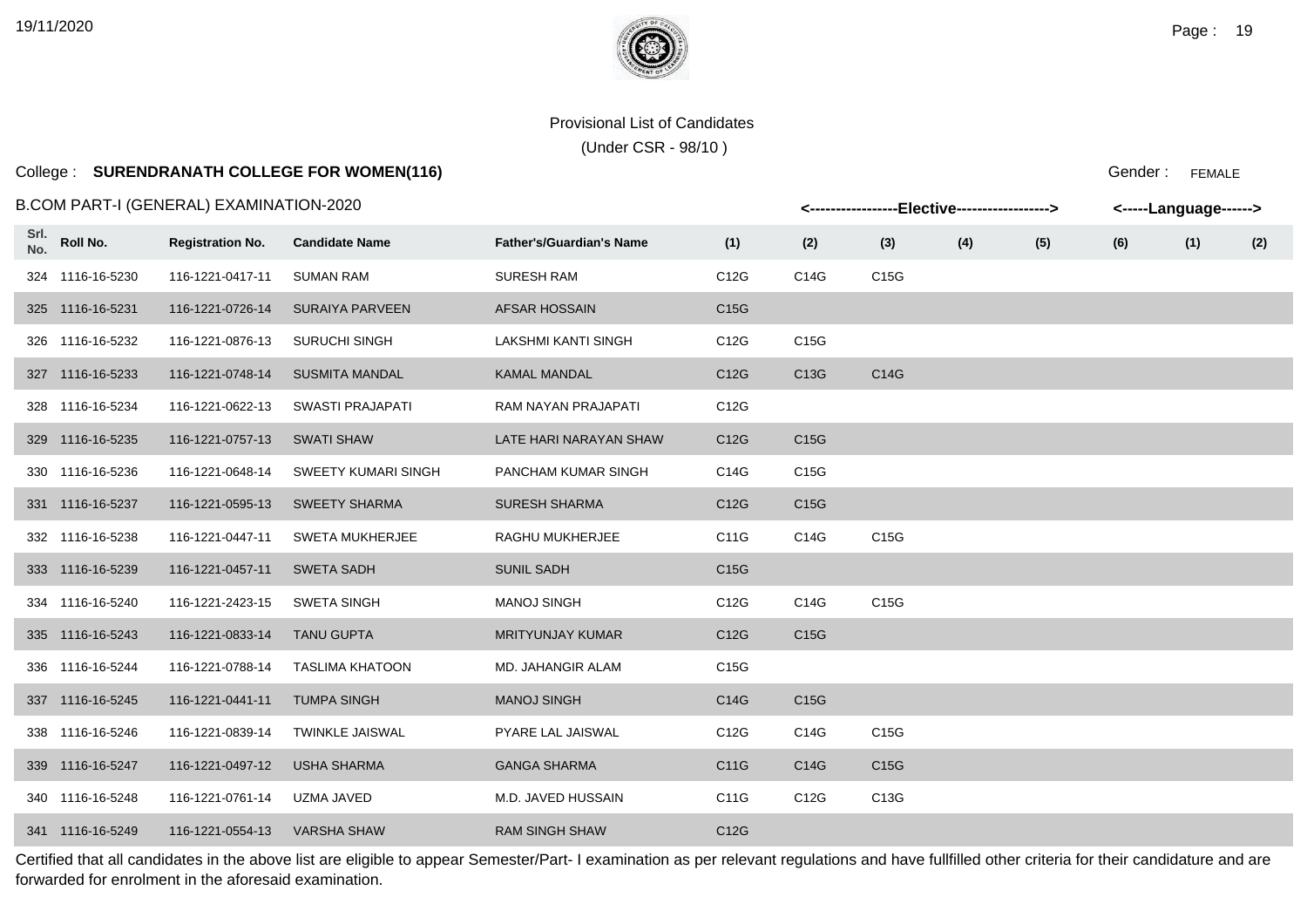Provisional List of Candidates

(Under CSR - 98/10 )

College : **SURENDRANATH COLLEGE FOR WOMEN(116)**

Gender : FEMALE

B.COM PART-I (GENERAL) EXAMINATION-2020

| Srl. No. | Roll No. | Registration No. | Candidate Name | Father's/Guardian's Name | Elective (1) | Elective (2) | Elective (3) | Elective (4) | Elective (5) | Elective (6) | Language (1) | Language (2) |
|---|---|---|---|---|---|---|---|---|---|---|---|---|
| 324 | 1116-16-5230 | 116-1221-0417-11 | SUMAN RAM | SURESH RAM | C12G | C14G | C15G | | | | | |
| 325 | 1116-16-5231 | 116-1221-0726-14 | SURAIYA PARVEEN | AFSAR HOSSAIN | C15G | | | | | | | |
| 326 | 1116-16-5232 | 116-1221-0876-13 | SURUCHI SINGH | LAKSHMI KANTI SINGH | C12G | C15G | | | | | | |
| 327 | 1116-16-5233 | 116-1221-0748-14 | SUSMITA MANDAL | KAMAL MANDAL | C12G | C13G | C14G | | | | | |
| 328 | 1116-16-5234 | 116-1221-0622-13 | SWASTI PRAJAPATI | RAM NAYAN PRAJAPATI | C12G | | | | | | | |
| 329 | 1116-16-5235 | 116-1221-0757-13 | SWATI SHAW | LATE HARI NARAYAN SHAW | C12G | C15G | | | | | | |
| 330 | 1116-16-5236 | 116-1221-0648-14 | SWEETY KUMARI SINGH | PANCHAM KUMAR SINGH | C14G | C15G | | | | | | |
| 331 | 1116-16-5237 | 116-1221-0595-13 | SWEETY SHARMA | SURESH SHARMA | C12G | C15G | | | | | | |
| 332 | 1116-16-5238 | 116-1221-0447-11 | SWETA MUKHERJEE | RAGHU MUKHERJEE | C11G | C14G | C15G | | | | | |
| 333 | 1116-16-5239 | 116-1221-0457-11 | SWETA SADH | SUNIL SADH | C15G | | | | | | | |
| 334 | 1116-16-5240 | 116-1221-2423-15 | SWETA SINGH | MANOJ SINGH | C12G | C14G | C15G | | | | | |
| 335 | 1116-16-5243 | 116-1221-0833-14 | TANU GUPTA | MRITYUNJAY KUMAR | C12G | C15G | | | | | | |
| 336 | 1116-16-5244 | 116-1221-0788-14 | TASLIMA KHATOON | MD. JAHANGIR ALAM | C15G | | | | | | | |
| 337 | 1116-16-5245 | 116-1221-0441-11 | TUMPA SINGH | MANOJ SINGH | C14G | C15G | | | | | | |
| 338 | 1116-16-5246 | 116-1221-0839-14 | TWINKLE JAISWAL | PYARE LAL JAISWAL | C12G | C14G | C15G | | | | | |
| 339 | 1116-16-5247 | 116-1221-0497-12 | USHA SHARMA | GANGA SHARMA | C11G | C14G | C15G | | | | | |
| 340 | 1116-16-5248 | 116-1221-0761-14 | UZMA JAVED | M.D. JAVED HUSSAIN | C11G | C12G | C13G | | | | | |
| 341 | 1116-16-5249 | 116-1221-0554-13 | VARSHA SHAW | RAM SINGH SHAW | C12G | | | | | | | |

Certified that all candidates in the above list are eligible to appear Semester/Part- I examination as per relevant regulations and have fullfilled other criteria for their candidature and are forwarded for enrolment in the aforesaid examination.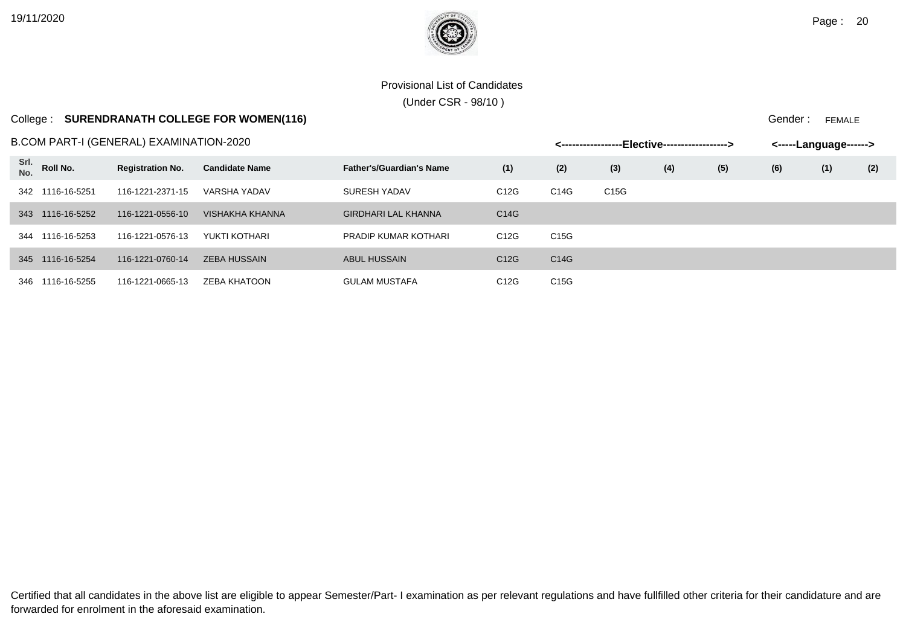Provisional List of Candidates

(Under CSR - 98/10 )

College : **SURENDRANATH COLLEGE FOR WOMEN(116)**

Gender : FEMALE

B.COM PART-I (GENERAL) EXAMINATION-2020

| Srl. No. | Roll No. | Registration No. | Candidate Name | Father's/Guardian's Name | Elective (1) | Elective (2) | Elective (3) | Elective (4) | Elective (5) | Elective (6) | Language (1) | Language (2) |
|---|---|---|---|---|---|---|---|---|---|---|---|---|
| 342 | 1116-16-5251 | 116-1221-2371-15 | VARSHA YADAV | SURESH YADAV | C12G | C14G | C15G | | | | | |
| 343 | 1116-16-5252 | 116-1221-0556-10 | VISHAKHA KHANNA | GIRDHARI LAL KHANNA | C14G | | | | | | | |
| 344 | 1116-16-5253 | 116-1221-0576-13 | YUKTI KOTHARI | PRADIP KUMAR KOTHARI | C12G | C15G | | | | | | |
| 345 | 1116-16-5254 | 116-1221-0760-14 | ZEBA HUSSAIN | ABUL HUSSAIN | C12G | C14G | | | | | | |
| 346 | 1116-16-5255 | 116-1221-0665-13 | ZEBA KHATOON | GULAM MUSTAFA | C12G | C15G | | | | | | |

Certified that all candidates in the above list are eligible to appear Semester/Part- I examination as per relevant regulations and have fullfilled other criteria for their candidature and are forwarded for enrolment in the aforesaid examination.